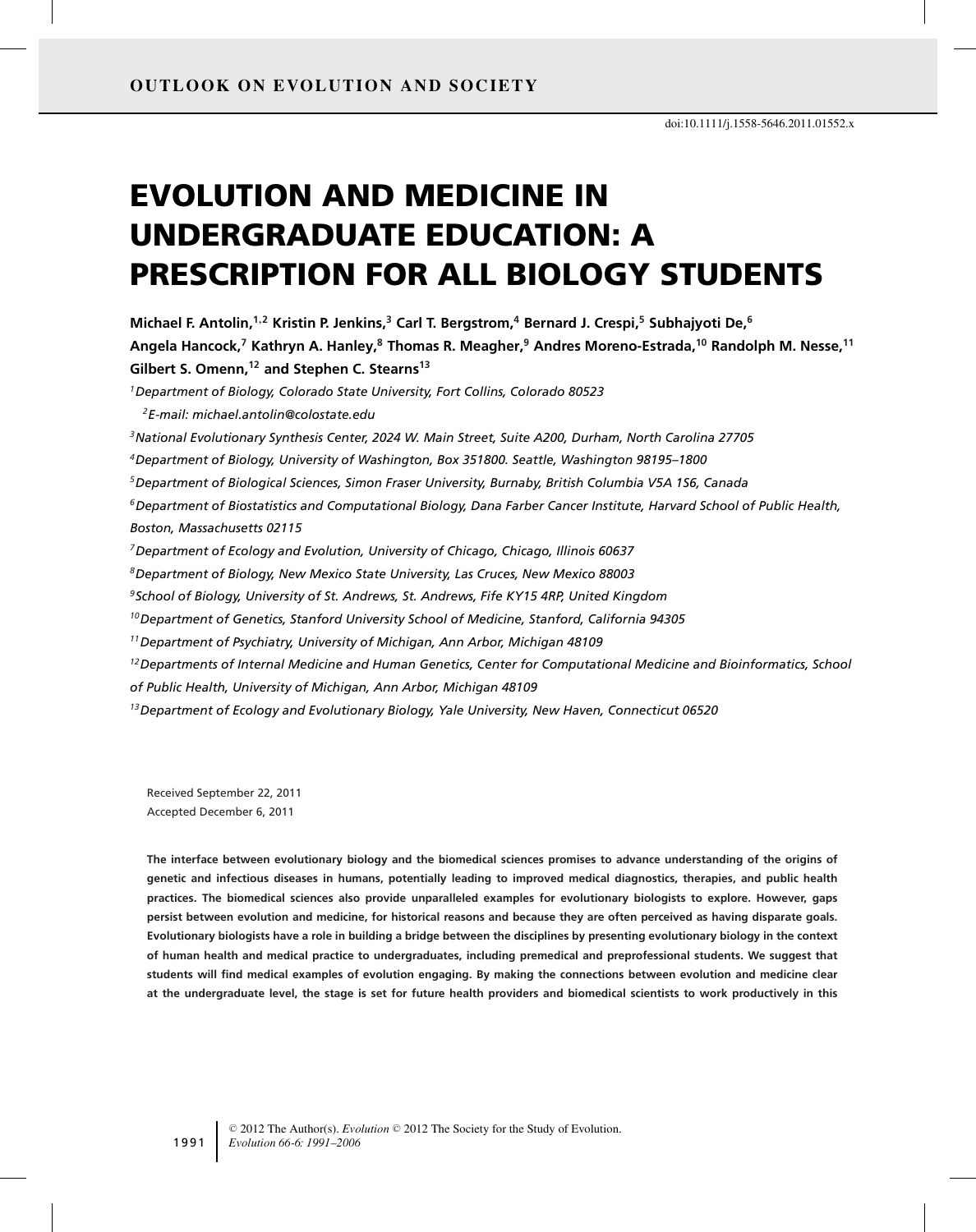OUTLOOK ON EVOLUTION AND SOCIETY

doi:10.1111/j.1558-5646.2011.01552.x

# EVOLUTION AND MEDICINE IN UNDERGRADUATE EDUCATION: A PRESCRIPTION FOR ALL BIOLOGY STUDENTS

**Michael F. Antolin,[1,2] Kristin P. Jenkins,[3] Carl T. Bergstrom,[4] Bernard J. Crespi,[5] Subhajyoti De,[6] Angela Hancock,[7] Kathryn A. Hanley,[8] Thomas R. Meagher,[9] Andres Moreno-Estrada,[10] Randolph M. Nesse,[11] Gilbert S. Omenn,[12] and Stephen C. Stearns[13]**

[1]*Department of Biology, Colorado State University, Fort Collins, Colorado 80523*

[2]*E-mail: michael.antolin@colostate.edu*

[3]*National Evolutionary Synthesis Center, 2024 W. Main Street, Suite A200, Durham, North Carolina 27705*

[4]*Department of Biology, University of Washington, Box 351800. Seattle, Washington 98195–1800*

[5]*Department of Biological Sciences, Simon Fraser University, Burnaby, British Columbia V5A 1S6, Canada*

[6]*Department of Biostatistics and Computational Biology, Dana Farber Cancer Institute, Harvard School of Public Health, Boston, Massachusetts 02115*

[7]*Department of Ecology and Evolution, University of Chicago, Chicago, Illinois 60637*

[8]*Department of Biology, New Mexico State University, Las Cruces, New Mexico 88003*

[9]*School of Biology, University of St. Andrews, St. Andrews, Fife KY15 4RP, United Kingdom*

[10]*Department of Genetics, Stanford University School of Medicine, Stanford, California 94305*

[11]*Department of Psychiatry, University of Michigan, Ann Arbor, Michigan 48109*

[12]*Departments of Internal Medicine and Human Genetics, Center for Computational Medicine and Bioinformatics, School of Public Health, University of Michigan, Ann Arbor, Michigan 48109*

[13]*Department of Ecology and Evolutionary Biology, Yale University, New Haven, Connecticut 06520*

Received September 22, 2011
Accepted December 6, 2011

**The interface between evolutionary biology and the biomedical sciences promises to advance understanding of the origins of genetic and infectious diseases in humans, potentially leading to improved medical diagnostics, therapies, and public health practices. The biomedical sciences also provide unparalleled examples for evolutionary biologists to explore. However, gaps persist between evolution and medicine, for historical reasons and because they are often perceived as having disparate goals. Evolutionary biologists have a role in building a bridge between the disciplines by presenting evolutionary biology in the context of human health and medical practice to undergraduates, including premedical and preprofessional students. We suggest that students will find medical examples of evolution engaging. By making the connections between evolution and medicine clear at the undergraduate level, the stage is set for future health providers and biomedical scientists to work productively in this**

© 2012 The Author(s). *Evolution* © 2012 The Society for the Study of Evolution.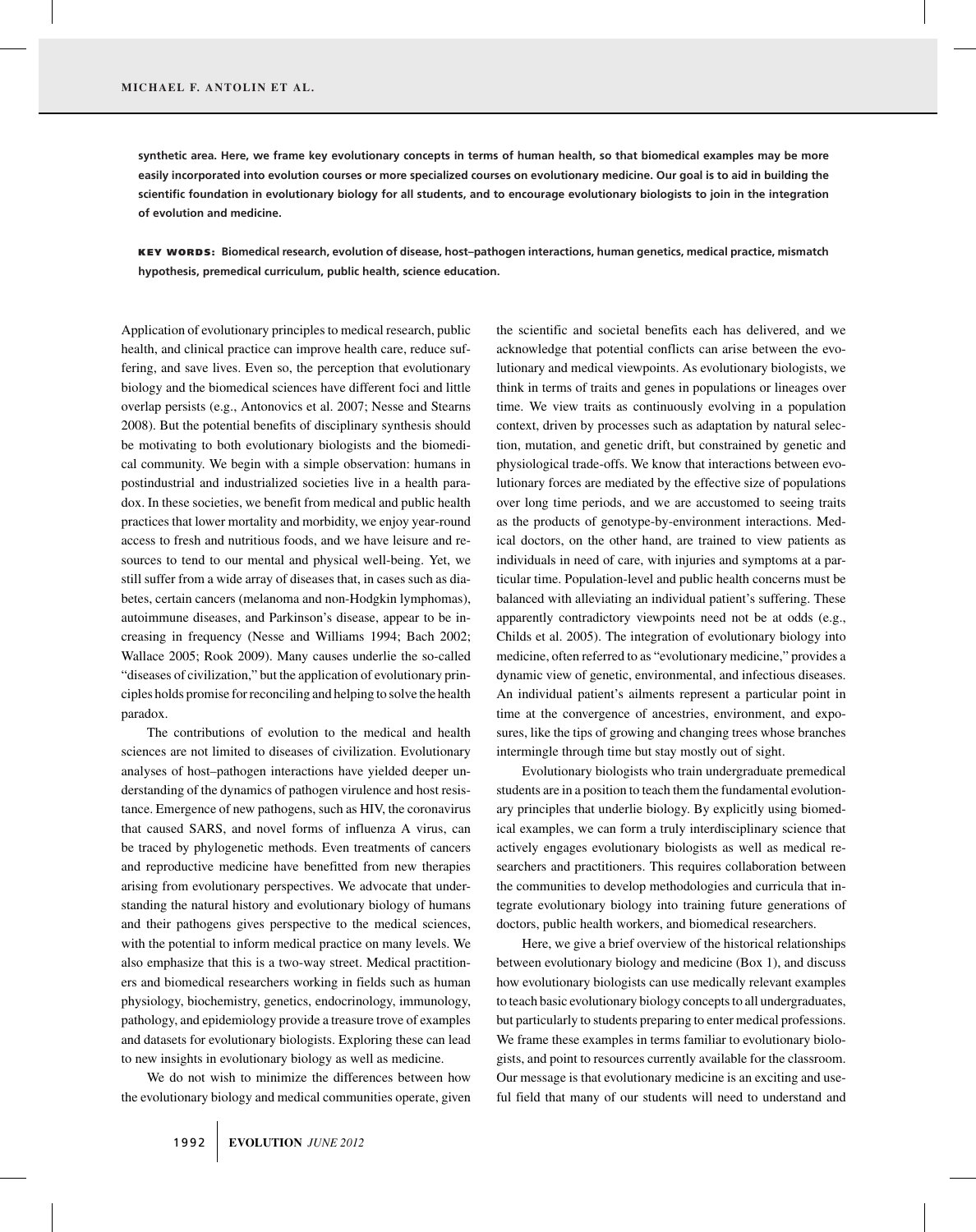**synthetic area. Here, we frame key evolutionary concepts in terms of human health, so that biomedical examples may be more easily incorporated into evolution courses or more specialized courses on evolutionary medicine. Our goal is to aid in building the scientific foundation in evolutionary biology for all students, and to encourage evolutionary biologists to join in the integration of evolution and medicine.**

**KEY WORDS: Biomedical research, evolution of disease, host–pathogen interactions, human genetics, medical practice, mismatch hypothesis, premedical curriculum, public health, science education.**

Application of evolutionary principles to medical research, public health, and clinical practice can improve health care, reduce suffering, and save lives. Even so, the perception that evolutionary biology and the biomedical sciences have different foci and little overlap persists (e.g., Antonovics et al. 2007; Nesse and Stearns 2008). But the potential benefits of disciplinary synthesis should be motivating to both evolutionary biologists and the biomedical community. We begin with a simple observation: humans in postindustrial and industrialized societies live in a health paradox. In these societies, we benefit from medical and public health practices that lower mortality and morbidity, we enjoy year-round access to fresh and nutritious foods, and we have leisure and resources to tend to our mental and physical well-being. Yet, we still suffer from a wide array of diseases that, in cases such as diabetes, certain cancers (melanoma and non-Hodgkin lymphomas), autoimmune diseases, and Parkinson's disease, appear to be increasing in frequency (Nesse and Williams 1994; Bach 2002; Wallace 2005; Rook 2009). Many causes underlie the so-called "diseases of civilization," but the application of evolutionary principles holds promise for reconciling and helping to solve the health paradox.

The contributions of evolution to the medical and health sciences are not limited to diseases of civilization. Evolutionary analyses of host–pathogen interactions have yielded deeper understanding of the dynamics of pathogen virulence and host resistance. Emergence of new pathogens, such as HIV, the coronavirus that caused SARS, and novel forms of influenza A virus, can be traced by phylogenetic methods. Even treatments of cancers and reproductive medicine have benefitted from new therapies arising from evolutionary perspectives. We advocate that understanding the natural history and evolutionary biology of humans and their pathogens gives perspective to the medical sciences, with the potential to inform medical practice on many levels. We also emphasize that this is a two-way street. Medical practitioners and biomedical researchers working in fields such as human physiology, biochemistry, genetics, endocrinology, immunology, pathology, and epidemiology provide a treasure trove of examples and datasets for evolutionary biologists. Exploring these can lead to new insights in evolutionary biology as well as medicine.

We do not wish to minimize the differences between how the evolutionary biology and medical communities operate, given the scientific and societal benefits each has delivered, and we acknowledge that potential conflicts can arise between the evolutionary and medical viewpoints. As evolutionary biologists, we think in terms of traits and genes in populations or lineages over time. We view traits as continuously evolving in a population context, driven by processes such as adaptation by natural selection, mutation, and genetic drift, but constrained by genetic and physiological trade-offs. We know that interactions between evolutionary forces are mediated by the effective size of populations over long time periods, and we are accustomed to seeing traits as the products of genotype-by-environment interactions. Medical doctors, on the other hand, are trained to view patients as individuals in need of care, with injuries and symptoms at a particular time. Population-level and public health concerns must be balanced with alleviating an individual patient's suffering. These apparently contradictory viewpoints need not be at odds (e.g., Childs et al. 2005). The integration of evolutionary biology into medicine, often referred to as "evolutionary medicine," provides a dynamic view of genetic, environmental, and infectious diseases. An individual patient's ailments represent a particular point in time at the convergence of ancestries, environment, and exposures, like the tips of growing and changing trees whose branches intermingle through time but stay mostly out of sight.

Evolutionary biologists who train undergraduate premedical students are in a position to teach them the fundamental evolutionary principles that underlie biology. By explicitly using biomedical examples, we can form a truly interdisciplinary science that actively engages evolutionary biologists as well as medical researchers and practitioners. This requires collaboration between the communities to develop methodologies and curricula that integrate evolutionary biology into training future generations of doctors, public health workers, and biomedical researchers.

Here, we give a brief overview of the historical relationships between evolutionary biology and medicine (Box 1), and discuss how evolutionary biologists can use medically relevant examples to teach basic evolutionary biology concepts to all undergraduates, but particularly to students preparing to enter medical professions. We frame these examples in terms familiar to evolutionary biologists, and point to resources currently available for the classroom. Our message is that evolutionary medicine is an exciting and useful field that many of our students will need to understand and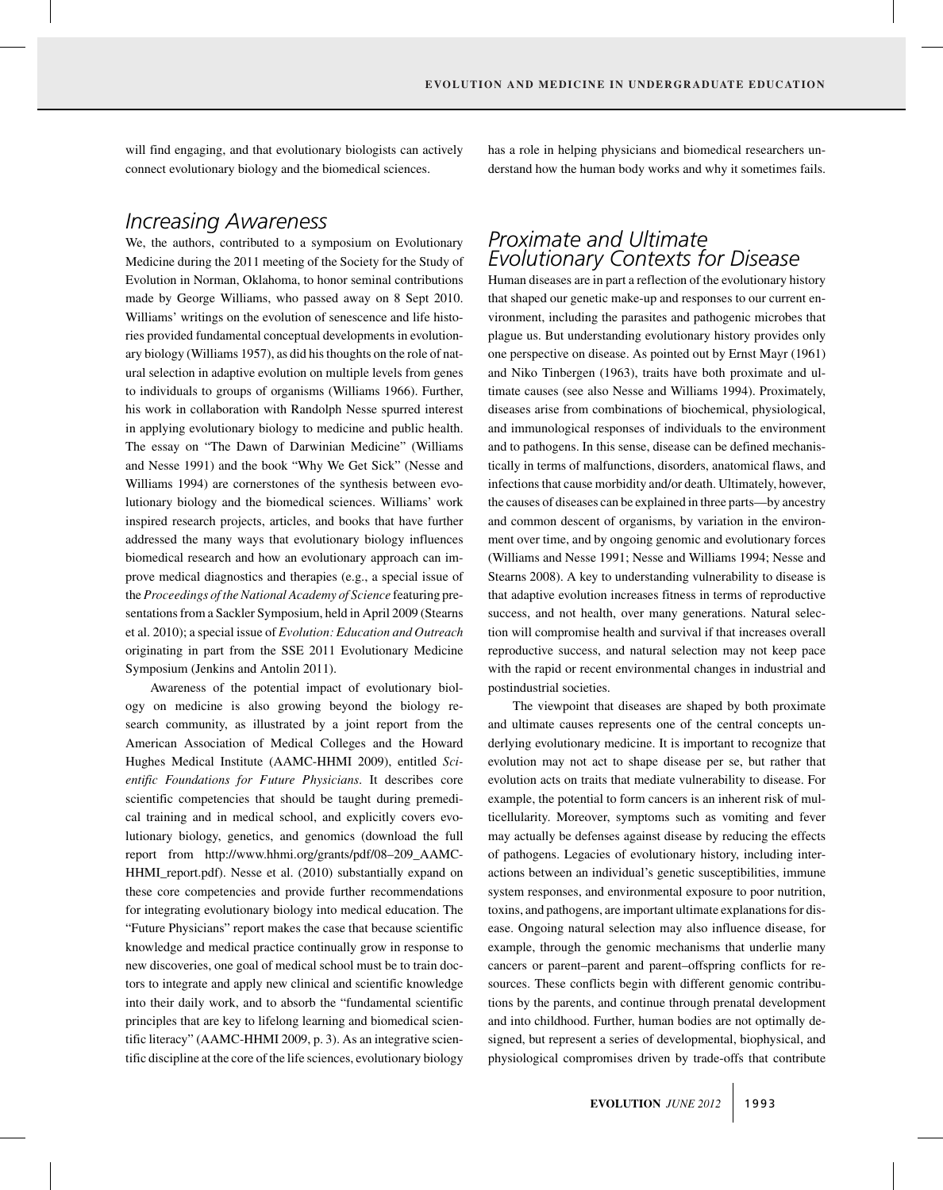will find engaging, and that evolutionary biologists can actively connect evolutionary biology and the biomedical sciences.

## Increasing Awareness

We, the authors, contributed to a symposium on Evolutionary Medicine during the 2011 meeting of the Society for the Study of Evolution in Norman, Oklahoma, to honor seminal contributions made by George Williams, who passed away on 8 Sept 2010. Williams' writings on the evolution of senescence and life histories provided fundamental conceptual developments in evolutionary biology (Williams 1957), as did his thoughts on the role of natural selection in adaptive evolution on multiple levels from genes to individuals to groups of organisms (Williams 1966). Further, his work in collaboration with Randolph Nesse spurred interest in applying evolutionary biology to medicine and public health. The essay on "The Dawn of Darwinian Medicine" (Williams and Nesse 1991) and the book "Why We Get Sick" (Nesse and Williams 1994) are cornerstones of the synthesis between evolutionary biology and the biomedical sciences. Williams' work inspired research projects, articles, and books that have further addressed the many ways that evolutionary biology influences biomedical research and how an evolutionary approach can improve medical diagnostics and therapies (e.g., a special issue of the *Proceedings of the National Academy of Science* featuring presentations from a Sackler Symposium, held in April 2009 (Stearns et al. 2010); a special issue of *Evolution: Education and Outreach* originating in part from the SSE 2011 Evolutionary Medicine Symposium (Jenkins and Antolin 2011).

Awareness of the potential impact of evolutionary biology on medicine is also growing beyond the biology research community, as illustrated by a joint report from the American Association of Medical Colleges and the Howard Hughes Medical Institute (AAMC-HHMI 2009), entitled *Scientific Foundations for Future Physicians*. It describes core scientific competencies that should be taught during premedical training and in medical school, and explicitly covers evolutionary biology, genetics, and genomics (download the full report from http://www.hhmi.org/grants/pdf/08–209_AAMC-HHMI_report.pdf). Nesse et al. (2010) substantially expand on these core competencies and provide further recommendations for integrating evolutionary biology into medical education. The "Future Physicians" report makes the case that because scientific knowledge and medical practice continually grow in response to new discoveries, one goal of medical school must be to train doctors to integrate and apply new clinical and scientific knowledge into their daily work, and to absorb the "fundamental scientific principles that are key to lifelong learning and biomedical scientific literacy" (AAMC-HHMI 2009, p. 3). As an integrative scientific discipline at the core of the life sciences, evolutionary biology has a role in helping physicians and biomedical researchers understand how the human body works and why it sometimes fails.

## Proximate and Ultimate Evolutionary Contexts for Disease

Human diseases are in part a reflection of the evolutionary history that shaped our genetic make-up and responses to our current environment, including the parasites and pathogenic microbes that plague us. But understanding evolutionary history provides only one perspective on disease. As pointed out by Ernst Mayr (1961) and Niko Tinbergen (1963), traits have both proximate and ultimate causes (see also Nesse and Williams 1994). Proximately, diseases arise from combinations of biochemical, physiological, and immunological responses of individuals to the environment and to pathogens. In this sense, disease can be defined mechanistically in terms of malfunctions, disorders, anatomical flaws, and infections that cause morbidity and/or death. Ultimately, however, the causes of diseases can be explained in three parts—by ancestry and common descent of organisms, by variation in the environment over time, and by ongoing genomic and evolutionary forces (Williams and Nesse 1991; Nesse and Williams 1994; Nesse and Stearns 2008). A key to understanding vulnerability to disease is that adaptive evolution increases fitness in terms of reproductive success, and not health, over many generations. Natural selection will compromise health and survival if that increases overall reproductive success, and natural selection may not keep pace with the rapid or recent environmental changes in industrial and postindustrial societies.

The viewpoint that diseases are shaped by both proximate and ultimate causes represents one of the central concepts underlying evolutionary medicine. It is important to recognize that evolution may not act to shape disease per se, but rather that evolution acts on traits that mediate vulnerability to disease. For example, the potential to form cancers is an inherent risk of multicellularity. Moreover, symptoms such as vomiting and fever may actually be defenses against disease by reducing the effects of pathogens. Legacies of evolutionary history, including interactions between an individual's genetic susceptibilities, immune system responses, and environmental exposure to poor nutrition, toxins, and pathogens, are important ultimate explanations for disease. Ongoing natural selection may also influence disease, for example, through the genomic mechanisms that underlie many cancers or parent–parent and parent–offspring conflicts for resources. These conflicts begin with different genomic contributions by the parents, and continue through prenatal development and into childhood. Further, human bodies are not optimally designed, but represent a series of developmental, biophysical, and physiological compromises driven by trade-offs that contribute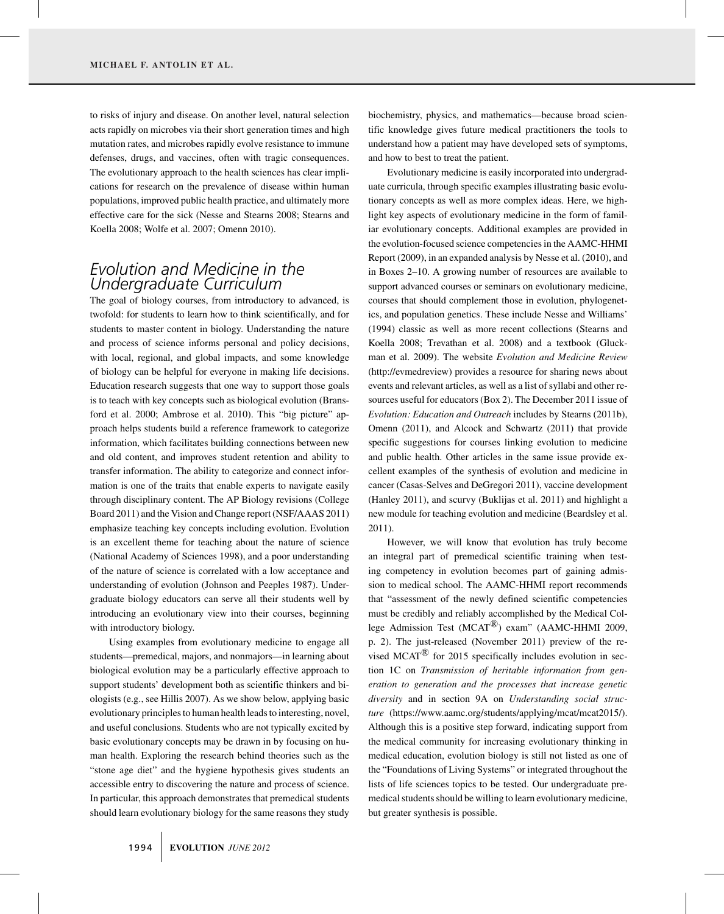to risks of injury and disease. On another level, natural selection acts rapidly on microbes via their short generation times and high mutation rates, and microbes rapidly evolve resistance to immune defenses, drugs, and vaccines, often with tragic consequences. The evolutionary approach to the health sciences has clear implications for research on the prevalence of disease within human populations, improved public health practice, and ultimately more effective care for the sick (Nesse and Stearns 2008; Stearns and Koella 2008; Wolfe et al. 2007; Omenn 2010).

## Evolution and Medicine in the Undergraduate Curriculum

The goal of biology courses, from introductory to advanced, is twofold: for students to learn how to think scientifically, and for students to master content in biology. Understanding the nature and process of science informs personal and policy decisions, with local, regional, and global impacts, and some knowledge of biology can be helpful for everyone in making life decisions. Education research suggests that one way to support those goals is to teach with key concepts such as biological evolution (Bransford et al. 2000; Ambrose et al. 2010). This "big picture" approach helps students build a reference framework to categorize information, which facilitates building connections between new and old content, and improves student retention and ability to transfer information. The ability to categorize and connect information is one of the traits that enable experts to navigate easily through disciplinary content. The AP Biology revisions (College Board 2011) and the Vision and Change report (NSF/AAAS 2011) emphasize teaching key concepts including evolution. Evolution is an excellent theme for teaching about the nature of science (National Academy of Sciences 1998), and a poor understanding of the nature of science is correlated with a low acceptance and understanding of evolution (Johnson and Peeples 1987). Undergraduate biology educators can serve all their students well by introducing an evolutionary view into their courses, beginning with introductory biology.

Using examples from evolutionary medicine to engage all students—premedical, majors, and nonmajors—in learning about biological evolution may be a particularly effective approach to support students' development both as scientific thinkers and biologists (e.g., see Hillis 2007). As we show below, applying basic evolutionary principles to human health leads to interesting, novel, and useful conclusions. Students who are not typically excited by basic evolutionary concepts may be drawn in by focusing on human health. Exploring the research behind theories such as the "stone age diet" and the hygiene hypothesis gives students an accessible entry to discovering the nature and process of science. In particular, this approach demonstrates that premedical students should learn evolutionary biology for the same reasons they study biochemistry, physics, and mathematics—because broad scientific knowledge gives future medical practitioners the tools to understand how a patient may have developed sets of symptoms, and how to best to treat the patient.

Evolutionary medicine is easily incorporated into undergraduate curricula, through specific examples illustrating basic evolutionary concepts as well as more complex ideas. Here, we highlight key aspects of evolutionary medicine in the form of familiar evolutionary concepts. Additional examples are provided in the evolution-focused science competencies in the AAMC-HHMI Report (2009), in an expanded analysis by Nesse et al. (2010), and in Boxes 2–10. A growing number of resources are available to support advanced courses or seminars on evolutionary medicine, courses that should complement those in evolution, phylogenetics, and population genetics. These include Nesse and Williams' (1994) classic as well as more recent collections (Stearns and Koella 2008; Trevathan et al. 2008) and a textbook (Gluckman et al. 2009). The website *Evolution and Medicine Review* (http://evmedreview) provides a resource for sharing news about events and relevant articles, as well as a list of syllabi and other resources useful for educators (Box 2). The December 2011 issue of *Evolution: Education and Outreach* includes by Stearns (2011b), Omenn (2011), and Alcock and Schwartz (2011) that provide specific suggestions for courses linking evolution to medicine and public health. Other articles in the same issue provide excellent examples of the synthesis of evolution and medicine in cancer (Casas-Selves and DeGregori 2011), vaccine development (Hanley 2011), and scurvy (Buklijas et al. 2011) and highlight a new module for teaching evolution and medicine (Beardsley et al. 2011).

However, we will know that evolution has truly become an integral part of premedical scientific training when testing competency in evolution becomes part of gaining admission to medical school. The AAMC-HHMI report recommends that "assessment of the newly defined scientific competencies must be credibly and reliably accomplished by the Medical College Admission Test (MCAT®) exam" (AAMC-HHMI 2009, p. 2). The just-released (November 2011) preview of the revised MCAT® for 2015 specifically includes evolution in section 1C on *Transmission of heritable information from generation to generation and the processes that increase genetic diversity* and in section 9A on *Understanding social structure* (https://www.aamc.org/students/applying/mcat/mcat2015/). Although this is a positive step forward, indicating support from the medical community for increasing evolutionary thinking in medical education, evolution biology is still not listed as one of the "Foundations of Living Systems" or integrated throughout the lists of life sciences topics to be tested. Our undergraduate premedical students should be willing to learn evolutionary medicine, but greater synthesis is possible.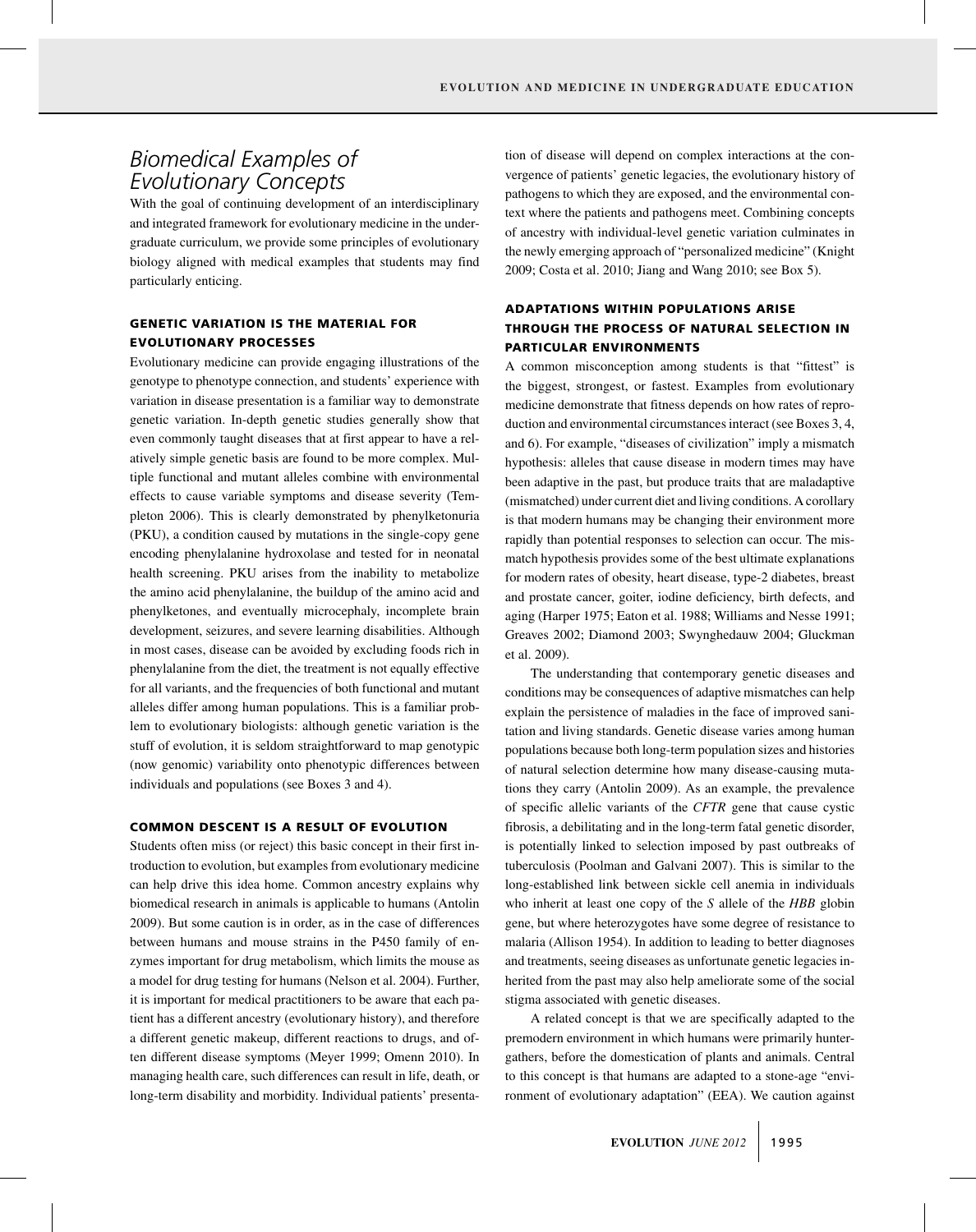## *Biomedical Examples of Evolutionary Concepts*

With the goal of continuing development of an interdisciplinary and integrated framework for evolutionary medicine in the undergraduate curriculum, we provide some principles of evolutionary biology aligned with medical examples that students may find particularly enticing.

### GENETIC VARIATION IS THE MATERIAL FOR EVOLUTIONARY PROCESSES

Evolutionary medicine can provide engaging illustrations of the genotype to phenotype connection, and students' experience with variation in disease presentation is a familiar way to demonstrate genetic variation. In-depth genetic studies generally show that even commonly taught diseases that at first appear to have a relatively simple genetic basis are found to be more complex. Multiple functional and mutant alleles combine with environmental effects to cause variable symptoms and disease severity (Templeton 2006). This is clearly demonstrated by phenylketonuria (PKU), a condition caused by mutations in the single-copy gene encoding phenylalanine hydroxolase and tested for in neonatal health screening. PKU arises from the inability to metabolize the amino acid phenylalanine, the buildup of the amino acid and phenylketones, and eventually microcephaly, incomplete brain development, seizures, and severe learning disabilities. Although in most cases, disease can be avoided by excluding foods rich in phenylalanine from the diet, the treatment is not equally effective for all variants, and the frequencies of both functional and mutant alleles differ among human populations. This is a familiar problem to evolutionary biologists: although genetic variation is the stuff of evolution, it is seldom straightforward to map genotypic (now genomic) variability onto phenotypic differences between individuals and populations (see Boxes 3 and 4).

### COMMON DESCENT IS A RESULT OF EVOLUTION

Students often miss (or reject) this basic concept in their first introduction to evolution, but examples from evolutionary medicine can help drive this idea home. Common ancestry explains why biomedical research in animals is applicable to humans (Antolin 2009). But some caution is in order, as in the case of differences between humans and mouse strains in the P450 family of enzymes important for drug metabolism, which limits the mouse as a model for drug testing for humans (Nelson et al. 2004). Further, it is important for medical practitioners to be aware that each patient has a different ancestry (evolutionary history), and therefore a different genetic makeup, different reactions to drugs, and often different disease symptoms (Meyer 1999; Omenn 2010). In managing health care, such differences can result in life, death, or long-term disability and morbidity. Individual patients' presentation of disease will depend on complex interactions at the convergence of patients' genetic legacies, the evolutionary history of pathogens to which they are exposed, and the environmental context where the patients and pathogens meet. Combining concepts of ancestry with individual-level genetic variation culminates in the newly emerging approach of "personalized medicine" (Knight 2009; Costa et al. 2010; Jiang and Wang 2010; see Box 5).

### ADAPTATIONS WITHIN POPULATIONS ARISE THROUGH THE PROCESS OF NATURAL SELECTION IN PARTICULAR ENVIRONMENTS

A common misconception among students is that "fittest" is the biggest, strongest, or fastest. Examples from evolutionary medicine demonstrate that fitness depends on how rates of reproduction and environmental circumstances interact (see Boxes 3, 4, and 6). For example, "diseases of civilization" imply a mismatch hypothesis: alleles that cause disease in modern times may have been adaptive in the past, but produce traits that are maladaptive (mismatched) under current diet and living conditions. A corollary is that modern humans may be changing their environment more rapidly than potential responses to selection can occur. The mismatch hypothesis provides some of the best ultimate explanations for modern rates of obesity, heart disease, type-2 diabetes, breast and prostate cancer, goiter, iodine deficiency, birth defects, and aging (Harper 1975; Eaton et al. 1988; Williams and Nesse 1991; Greaves 2002; Diamond 2003; Swynghedauw 2004; Gluckman et al. 2009).

The understanding that contemporary genetic diseases and conditions may be consequences of adaptive mismatches can help explain the persistence of maladies in the face of improved sanitation and living standards. Genetic disease varies among human populations because both long-term population sizes and histories of natural selection determine how many disease-causing mutations they carry (Antolin 2009). As an example, the prevalence of specific allelic variants of the *CFTR* gene that cause cystic fibrosis, a debilitating and in the long-term fatal genetic disorder, is potentially linked to selection imposed by past outbreaks of tuberculosis (Poolman and Galvani 2007). This is similar to the long-established link between sickle cell anemia in individuals who inherit at least one copy of the *S* allele of the *HBB* globin gene, but where heterozygotes have some degree of resistance to malaria (Allison 1954). In addition to leading to better diagnoses and treatments, seeing diseases as unfortunate genetic legacies inherited from the past may also help ameliorate some of the social stigma associated with genetic diseases.

A related concept is that we are specifically adapted to the premodern environment in which humans were primarily hunter-gatherers, before the domestication of plants and animals. Central to this concept is that humans are adapted to a stone-age "environment of evolutionary adaptation" (EEA). We caution against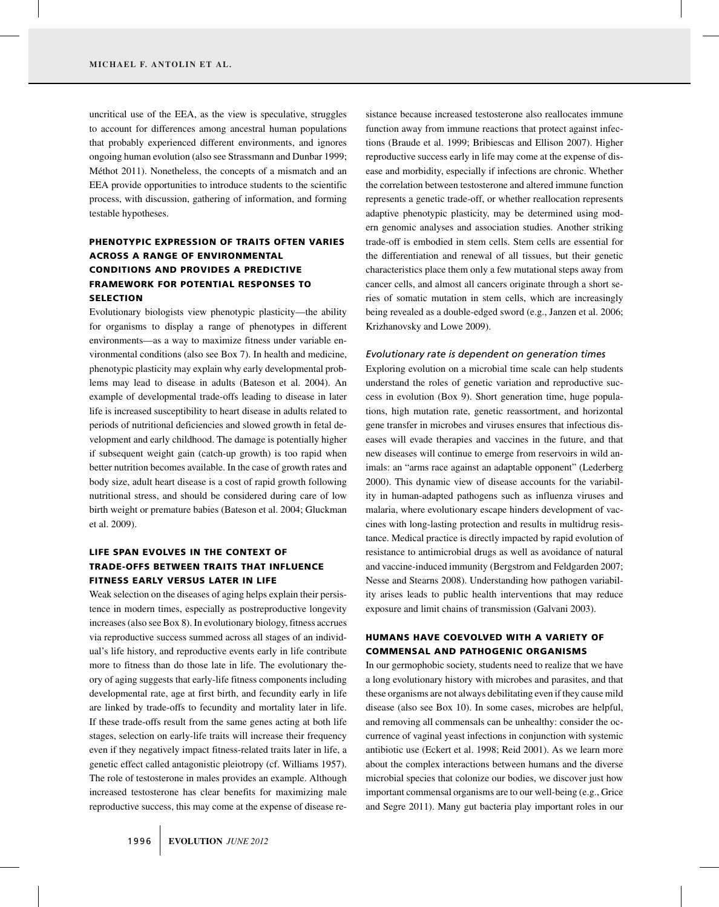uncritical use of the EEA, as the view is speculative, struggles to account for differences among ancestral human populations that probably experienced different environments, and ignores ongoing human evolution (also see Strassmann and Dunbar 1999; Méthot 2011). Nonetheless, the concepts of a mismatch and an EEA provide opportunities to introduce students to the scientific process, with discussion, gathering of information, and forming testable hypotheses.

## PHENOTYPIC EXPRESSION OF TRAITS OFTEN VARIES ACROSS A RANGE OF ENVIRONMENTAL CONDITIONS AND PROVIDES A PREDICTIVE FRAMEWORK FOR POTENTIAL RESPONSES TO SELECTION

Evolutionary biologists view phenotypic plasticity—the ability for organisms to display a range of phenotypes in different environments—as a way to maximize fitness under variable environmental conditions (also see Box 7). In health and medicine, phenotypic plasticity may explain why early developmental problems may lead to disease in adults (Bateson et al. 2004). An example of developmental trade-offs leading to disease in later life is increased susceptibility to heart disease in adults related to periods of nutritional deficiencies and slowed growth in fetal development and early childhood. The damage is potentially higher if subsequent weight gain (catch-up growth) is too rapid when better nutrition becomes available. In the case of growth rates and body size, adult heart disease is a cost of rapid growth following nutritional stress, and should be considered during care of low birth weight or premature babies (Bateson et al. 2004; Gluckman et al. 2009).

## LIFE SPAN EVOLVES IN THE CONTEXT OF TRADE-OFFS BETWEEN TRAITS THAT INFLUENCE FITNESS EARLY VERSUS LATER IN LIFE

Weak selection on the diseases of aging helps explain their persistence in modern times, especially as postreproductive longevity increases (also see Box 8). In evolutionary biology, fitness accrues via reproductive success summed across all stages of an individual's life history, and reproductive events early in life contribute more to fitness than do those late in life. The evolutionary theory of aging suggests that early-life fitness components including developmental rate, age at first birth, and fecundity early in life are linked by trade-offs to fecundity and mortality later in life. If these trade-offs result from the same genes acting at both life stages, selection on early-life traits will increase their frequency even if they negatively impact fitness-related traits later in life, a genetic effect called antagonistic pleiotropy (cf. Williams 1957). The role of testosterone in males provides an example. Although increased testosterone has clear benefits for maximizing male reproductive success, this may come at the expense of disease resistance because increased testosterone also reallocates immune function away from immune reactions that protect against infections (Braude et al. 1999; Bribiescas and Ellison 2007). Higher reproductive success early in life may come at the expense of disease and morbidity, especially if infections are chronic. Whether the correlation between testosterone and altered immune function represents a genetic trade-off, or whether reallocation represents adaptive phenotypic plasticity, may be determined using modern genomic analyses and association studies. Another striking trade-off is embodied in stem cells. Stem cells are essential for the differentiation and renewal of all tissues, but their genetic characteristics place them only a few mutational steps away from cancer cells, and almost all cancers originate through a short series of somatic mutation in stem cells, which are increasingly being revealed as a double-edged sword (e.g., Janzen et al. 2006; Krizhanovsky and Lowe 2009).

### *Evolutionary rate is dependent on generation times*

Exploring evolution on a microbial time scale can help students understand the roles of genetic variation and reproductive success in evolution (Box 9). Short generation time, huge populations, high mutation rate, genetic reassortment, and horizontal gene transfer in microbes and viruses ensures that infectious diseases will evade therapies and vaccines in the future, and that new diseases will continue to emerge from reservoirs in wild animals: an "arms race against an adaptable opponent" (Lederberg 2000). This dynamic view of disease accounts for the variability in human-adapted pathogens such as influenza viruses and malaria, where evolutionary escape hinders development of vaccines with long-lasting protection and results in multidrug resistance. Medical practice is directly impacted by rapid evolution of resistance to antimicrobial drugs as well as avoidance of natural and vaccine-induced immunity (Bergstrom and Feldgarden 2007; Nesse and Stearns 2008). Understanding how pathogen variability arises leads to public health interventions that may reduce exposure and limit chains of transmission (Galvani 2003).

## HUMANS HAVE COEVOLVED WITH A VARIETY OF COMMENSAL AND PATHOGENIC ORGANISMS

In our germophobic society, students need to realize that we have a long evolutionary history with microbes and parasites, and that these organisms are not always debilitating even if they cause mild disease (also see Box 10). In some cases, microbes are helpful, and removing all commensals can be unhealthy: consider the occurrence of vaginal yeast infections in conjunction with systemic antibiotic use (Eckert et al. 1998; Reid 2001). As we learn more about the complex interactions between humans and the diverse microbial species that colonize our bodies, we discover just how important commensal organisms are to our well-being (e.g., Grice and Segre 2011). Many gut bacteria play important roles in our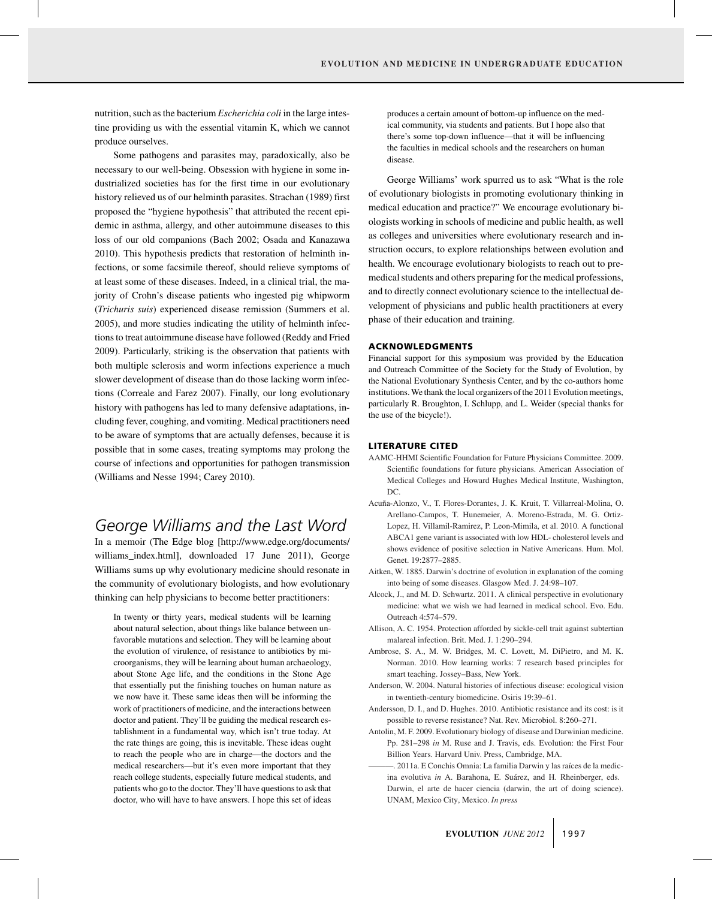nutrition, such as the bacterium *Escherichia coli* in the large intestine providing us with the essential vitamin K, which we cannot produce ourselves.

Some pathogens and parasites may, paradoxically, also be necessary to our well-being. Obsession with hygiene in some industrialized societies has for the first time in our evolutionary history relieved us of our helminth parasites. Strachan (1989) first proposed the "hygiene hypothesis" that attributed the recent epidemic in asthma, allergy, and other autoimmune diseases to this loss of our old companions (Bach 2002; Osada and Kanazawa 2010). This hypothesis predicts that restoration of helminth infections, or some facsimile thereof, should relieve symptoms of at least some of these diseases. Indeed, in a clinical trial, the majority of Crohn's disease patients who ingested pig whipworm (*Trichuris suis*) experienced disease remission (Summers et al. 2005), and more studies indicating the utility of helminth infections to treat autoimmune disease have followed (Reddy and Fried 2009). Particularly, striking is the observation that patients with both multiple sclerosis and worm infections experience a much slower development of disease than do those lacking worm infections (Correale and Farez 2007). Finally, our long evolutionary history with pathogens has led to many defensive adaptations, including fever, coughing, and vomiting. Medical practitioners need to be aware of symptoms that are actually defenses, because it is possible that in some cases, treating symptoms may prolong the course of infections and opportunities for pathogen transmission (Williams and Nesse 1994; Carey 2010).

## George Williams and the Last Word

In a memoir (The Edge blog [http://www.edge.org/documents/williams_index.html], downloaded 17 June 2011), George Williams sums up why evolutionary medicine should resonate in the community of evolutionary biologists, and how evolutionary thinking can help physicians to become better practitioners:

> In twenty or thirty years, medical students will be learning about natural selection, about things like balance between unfavorable mutations and selection. They will be learning about the evolution of virulence, of resistance to antibiotics by microorganisms, they will be learning about human archaeology, about Stone Age life, and the conditions in the Stone Age that essentially put the finishing touches on human nature as we now have it. These same ideas then will be informing the work of practitioners of medicine, and the interactions between doctor and patient. They'll be guiding the medical research establishment in a fundamental way, which isn't true today. At the rate things are going, this is inevitable. These ideas ought to reach the people who are in charge—the doctors and the medical researchers—but it's even more important that they reach college students, especially future medical students, and patients who go to the doctor. They'll have questions to ask that doctor, who will have to have answers. I hope this set of ideas produces a certain amount of bottom-up influence on the medical community, via students and patients. But I hope also that there's some top-down influence—that it will be influencing the faculties in medical schools and the researchers on human disease.

George Williams' work spurred us to ask "What is the role of evolutionary biologists in promoting evolutionary thinking in medical education and practice?" We encourage evolutionary biologists working in schools of medicine and public health, as well as colleges and universities where evolutionary research and instruction occurs, to explore relationships between evolution and health. We encourage evolutionary biologists to reach out to premedical students and others preparing for the medical professions, and to directly connect evolutionary science to the intellectual development of physicians and public health practitioners at every phase of their education and training.

### ACKNOWLEDGMENTS

Financial support for this symposium was provided by the Education and Outreach Committee of the Society for the Study of Evolution, by the National Evolutionary Synthesis Center, and by the co-authors home institutions. We thank the local organizers of the 2011 Evolution meetings, particularly R. Broughton, I. Schlupp, and L. Weider (special thanks for the use of the bicycle!).

### LITERATURE CITED

AAMC-HHMI Scientific Foundation for Future Physicians Committee. 2009. Scientific foundations for future physicians. American Association of Medical Colleges and Howard Hughes Medical Institute, Washington, DC.

Acuña-Alonzo, V., T. Flores-Dorantes, J. K. Kruit, T. Villarreal-Molina, O. Arellano-Campos, T. Hunemeier, A. Moreno-Estrada, M. G. Ortiz-Lopez, H. Villamil-Ramirez, P. Leon-Mimila, et al. 2010. A functional ABCA1 gene variant is associated with low HDL- cholesterol levels and shows evidence of positive selection in Native Americans. Hum. Mol. Genet. 19:2877–2885.

Aitken, W. 1885. Darwin's doctrine of evolution in explanation of the coming into being of some diseases. Glasgow Med. J. 24:98–107.

Alcock, J., and M. D. Schwartz. 2011. A clinical perspective in evolutionary medicine: what we wish we had learned in medical school. Evo. Edu. Outreach 4:574–579.

Allison, A. C. 1954. Protection afforded by sickle-cell trait against subtertian malareal infection. Brit. Med. J. 1:290–294.

Ambrose, S. A., M. W. Bridges, M. C. Lovett, M. DiPietro, and M. K. Norman. 2010. How learning works: 7 research based principles for smart teaching. Jossey–Bass, New York.

Anderson, W. 2004. Natural histories of infectious disease: ecological vision in twentieth-century biomedicine. Osiris 19:39–61.

Andersson, D. I., and D. Hughes. 2010. Antibiotic resistance and its cost: is it possible to reverse resistance? Nat. Rev. Microbiol. 8:260–271.

Antolin, M. F. 2009. Evolutionary biology of disease and Darwinian medicine. Pp. 281–298 *in* M. Ruse and J. Travis, eds. Evolution: the First Four Billion Years. Harvard Univ. Press, Cambridge, MA.

———. 2011a. E Conchis Omnia: La familia Darwin y las raíces de la medicina evolutiva *in* A. Barahona, E. Suárez, and H. Rheinberger, eds. Darwin, el arte de hacer ciencia (darwin, the art of doing science). UNAM, Mexico City, Mexico. *In press*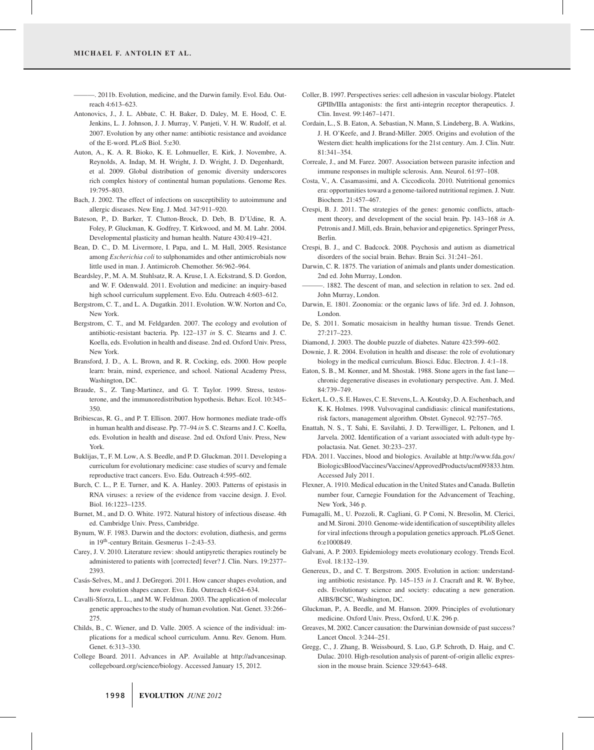———. 2011b. Evolution, medicine, and the Darwin family. Evol. Edu. Outreach 4:613–623.

Antonovics, J., J. L. Abbate, C. H. Baker, D. Daley, M. E. Hood, C. E. Jenkins, L. J. Johnson, J. J. Murray, V. Panjeti, V. H. W. Rudolf, et al. 2007. Evolution by any other name: antibiotic resistance and avoidance of the E-word. PLoS Biol. 5:e30.

Auton, A., K. A. R. Bioko, K. E. Lohmueller, E. Kirk, J. Novembre, A. Reynolds, A. Indap, M. H. Wright, J. D. Wright, J. D. Degenhardt, et al. 2009. Global distribution of genomic diversity underscores rich complex history of continental human populations. Genome Res. 19:795–803.

Bach, J. 2002. The effect of infections on susceptibility to autoimmune and allergic diseases. New Eng. J. Med. 347:911–920.

Bateson, P., D. Barker, T. Clutton-Brock, D. Deb, B. D'Udine, R. A. Foley, P. Gluckman, K. Godfrey, T. Kirkwood, and M. M. Lahr. 2004. Developmental plasticity and human health. Nature 430:419–421.

Bean, D. C., D. M. Livermore, I. Papa, and L. M. Hall, 2005. Resistance among *Escherichia coli* to sulphonamides and other antimicrobials now little used in man. J. Antimicrob. Chemother. 56:962–964.

Beardsley, P., M. A. M. Stuhlsatz, R. A. Kruse, I. A. Eckstrand, S. D. Gordon, and W. F. Odenwald. 2011. Evolution and medicine: an inquiry-based high school curriculum supplement. Evo. Edu. Outreach 4:603–612.

Bergstrom, C. T., and L. A. Dugatkin. 2011. Evolution. W.W. Norton and Co, New York.

Bergstrom, C. T., and M. Feldgarden. 2007. The ecology and evolution of antibiotic-resistant bacteria. Pp. 122–137 *in* S. C. Stearns and J. C. Koella, eds. Evolution in health and disease. 2nd ed. Oxford Univ. Press, New York.

Bransford, J. D., A. L. Brown, and R. R. Cocking, eds. 2000. How people learn: brain, mind, experience, and school. National Academy Press, Washington, DC.

Braude, S., Z. Tang-Martinez, and G. T. Taylor. 1999. Stress, testosterone, and the immunoredistribution hypothesis. Behav. Ecol. 10:345–350.

Bribiescas, R. G., and P. T. Ellison. 2007. How hormones mediate trade-offs in human health and disease. Pp. 77–94 *in* S. C. Stearns and J. C. Koella, eds. Evolution in health and disease. 2nd ed. Oxford Univ. Press, New York.

Buklijas, T., F. M. Low, A. S. Beedle, and P. D. Gluckman. 2011. Developing a curriculum for evolutionary medicine: case studies of scurvy and female reproductive tract cancers. Evo. Edu. Outreach 4:595–602.

Burch, C. L., P. E. Turner, and K. A. Hanley. 2003. Patterns of epistasis in RNA viruses: a review of the evidence from vaccine design. J. Evol. Biol. 16:1223–1235.

Burnet, M., and D. O. White. 1972. Natural history of infectious disease. 4th ed. Cambridge Univ. Press, Cambridge.

Bynum, W. F. 1983. Darwin and the doctors: evolution, diathesis, and germs in 19th-century Britain. Gesmerus 1–2:43–53.

Carey, J. V. 2010. Literature review: should antipyretic therapies routinely be administered to patients with [corrected] fever? J. Clin. Nurs. 19:2377–2393.

Casás-Selves, M., and J. DeGregori. 2011. How cancer shapes evolution, and how evolution shapes cancer. Evo. Edu. Outreach 4:624–634.

Cavalli-Sforza, L. L., and M. W. Feldman. 2003. The application of molecular genetic approaches to the study of human evolution. Nat. Genet. 33:266–275.

Childs, B., C. Wiener, and D. Valle. 2005. A science of the individual: implications for a medical school curriculum. Annu. Rev. Genom. Hum. Genet. 6:313–330.

College Board. 2011. Advances in AP. Available at http://advancesinap.collegeboard.org/science/biology. Accessed January 15, 2012.

Coller, B. 1997. Perspectives series: cell adhesion in vascular biology. Platelet GPIIb/IIIa antagonists: the first anti-integrin receptor therapeutics. J. Clin. Invest. 99:1467–1471.

Cordain, L., S. B. Eaton, A. Sebastian, N. Mann, S. Lindeberg, B. A. Watkins, J. H. O'Keefe, and J. Brand-Miller. 2005. Origins and evolution of the Western diet: health implications for the 21st century. Am. J. Clin. Nutr. 81:341–354.

Correale, J., and M. Farez. 2007. Association between parasite infection and immune responses in multiple sclerosis. Ann. Neurol. 61:97–108.

Costa, V., A. Casamassimi, and A. Ciccodicola. 2010. Nutritional genomics era: opportunities toward a genome-tailored nutritional regimen. J. Nutr. Biochem. 21:457–467.

Crespi, B. J. 2011. The strategies of the genes: genomic conflicts, attachment theory, and development of the social brain. Pp. 143–168 *in* A. Petronis and J. Mill, eds. Brain, behavior and epigenetics. Springer Press, Berlin.

Crespi, B. J., and C. Badcock. 2008. Psychosis and autism as diametrical disorders of the social brain. Behav. Brain Sci. 31:241–261.

Darwin, C. R. 1875. The variation of animals and plants under domestication. 2nd ed. John Murray, London.

———. 1882. The descent of man, and selection in relation to sex. 2nd ed. John Murray, London.

Darwin, E. 1801. Zoonomia: or the organic laws of life. 3rd ed. J. Johnson, London.

De, S. 2011. Somatic mosaicism in healthy human tissue. Trends Genet. 27:217–223.

Diamond, J. 2003. The double puzzle of diabetes. Nature 423:599–602.

Downie, J. R. 2004. Evolution in health and disease: the role of evolutionary biology in the medical curriculum. Biosci. Educ. Electron. J. 4:1–18.

Eaton, S. B., M. Konner, and M. Shostak. 1988. Stone agers in the fast lane—chronic degenerative diseases in evolutionary perspective. Am. J. Med. 84:739–749.

Eckert, L. O., S. E. Hawes, C. E. Stevens, L. A. Koutsky, D. A. Eschenbach, and K. K. Holmes. 1998. Vulvovaginal candidiasis: clinical manifestations, risk factors, management algorithm. Obstet. Gynecol. 92:757–765.

Enattah, N. S., T. Sahi, E. Savilahti, J. D. Terwilliger, L. Peltonen, and I. Jarvela. 2002. Identification of a variant associated with adult-type hypolactasia. Nat. Genet. 30:233–237.

FDA. 2011. Vaccines, blood and biologics. Available at http://www.fda.gov/BiologicsBloodVaccines/Vaccines/ApprovedProducts/ucm093833.htm. Accessed July 2011.

Flexner, A. 1910. Medical education in the United States and Canada. Bulletin number four, Carnegie Foundation for the Advancement of Teaching, New York, 346 p.

Fumagalli, M., U. Pozzoli, R. Cagliani, G. P Comi, N. Bresolin, M. Clerici, and M. Sironi. 2010. Genome-wide identification of susceptibility alleles for viral infections through a population genetics approach. PLoS Genet. 6:e1000849.

Galvani, A. P. 2003. Epidemiology meets evolutionary ecology. Trends Ecol. Evol. 18:132–139.

Genereux, D., and C. T. Bergstrom. 2005. Evolution in action: understanding antibiotic resistance. Pp. 145–153 *in* J. Cracraft and R. W. Bybee, eds. Evolutionary science and society: educating a new generation. AIBS/BCSC, Washington, DC.

Gluckman, P., A. Beedle, and M. Hanson. 2009. Principles of evolutionary medicine. Oxford Univ. Press, Oxford, U.K. 296 p.

Greaves, M. 2002. Cancer causation: the Darwinian downside of past success? Lancet Oncol. 3:244–251.

Gregg, C., J. Zhang, B. Weissbourd, S. Luo, G.P. Schroth, D. Haig, and C. Dulac. 2010. High-resolution analysis of parent-of-origin allelic expression in the mouse brain. Science 329:643–648.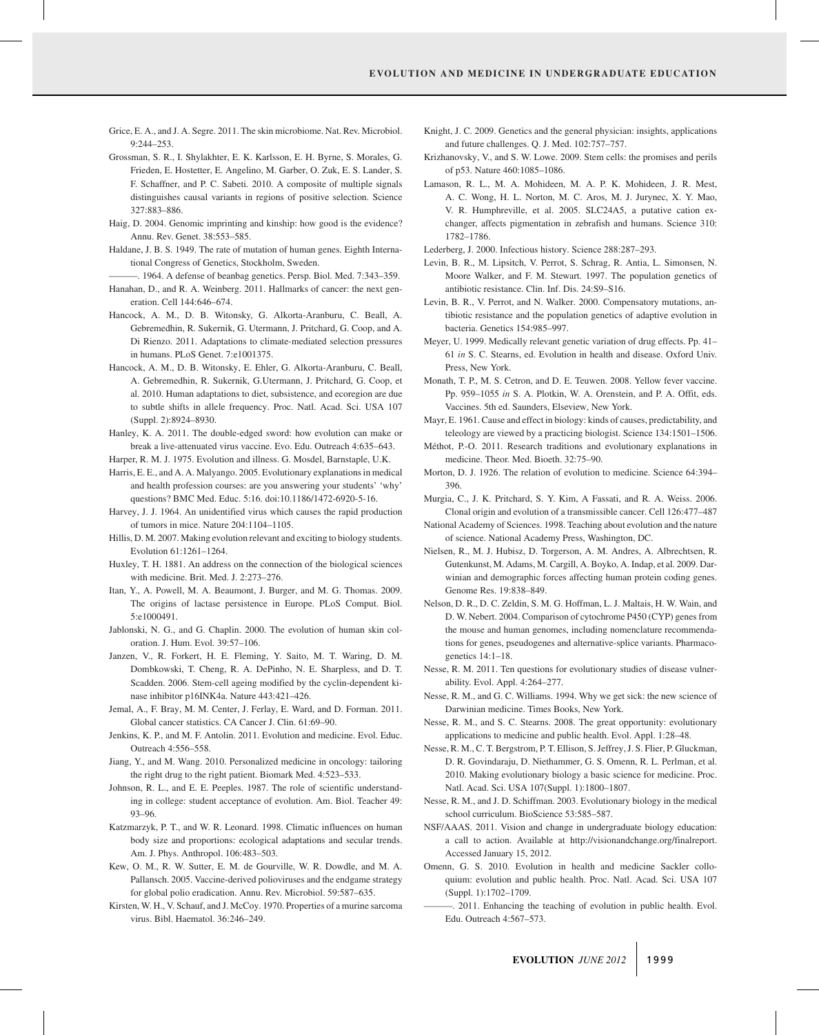Grice, E. A., and J. A. Segre. 2011. The skin microbiome. Nat. Rev. Microbiol. 9:244–253.

Grossman, S. R., I. Shylakhter, E. K. Karlsson, E. H. Byrne, S. Morales, G. Frieden, E. Hostetter, E. Angelino, M. Garber, O. Zuk, E. S. Lander, S. F. Schaffner, and P. C. Sabeti. 2010. A composite of multiple signals distinguishes causal variants in regions of positive selection. Science 327:883–886.

Haig, D. 2004. Genomic imprinting and kinship: how good is the evidence? Annu. Rev. Genet. 38:553–585.

Haldane, J. B. S. 1949. The rate of mutation of human genes. Eighth International Congress of Genetics, Stockholm, Sweden.

———. 1964. A defense of beanbag genetics. Persp. Biol. Med. 7:343–359.

Hanahan, D., and R. A. Weinberg. 2011. Hallmarks of cancer: the next generation. Cell 144:646–674.

Hancock, A. M., D. B. Witonsky, G. Alkorta-Aranburu, C. Beall, A. Gebremedhin, R. Sukernik, G. Utermann, J. Pritchard, G. Coop, and A. Di Rienzo. 2011. Adaptations to climate-mediated selection pressures in humans. PLoS Genet. 7:e1001375.

Hancock, A. M., D. B. Witonsky, E. Ehler, G. Alkorta-Aranburu, C. Beall, A. Gebremedhin, R. Sukernik, G.Utermann, J. Pritchard, G. Coop, et al. 2010. Human adaptations to diet, subsistence, and ecoregion are due to subtle shifts in allele frequency. Proc. Natl. Acad. Sci. USA 107 (Suppl. 2):8924–8930.

Hanley, K. A. 2011. The double-edged sword: how evolution can make or break a live-attenuated virus vaccine. Evo. Edu. Outreach 4:635–643.

Harper, R. M. J. 1975. Evolution and illness. G. Mosdel, Barnstaple, U.K.

Harris, E. E., and A. A. Malyango. 2005. Evolutionary explanations in medical and health profession courses: are you answering your students' 'why' questions? BMC Med. Educ. 5:16. doi:10.1186/1472-6920-5-16.

Harvey, J. J. 1964. An unidentified virus which causes the rapid production of tumors in mice. Nature 204:1104–1105.

Hillis, D. M. 2007. Making evolution relevant and exciting to biology students. Evolution 61:1261–1264.

Huxley, T. H. 1881. An address on the connection of the biological sciences with medicine. Brit. Med. J. 2:273–276.

Itan, Y., A. Powell, M. A. Beaumont, J. Burger, and M. G. Thomas. 2009. The origins of lactase persistence in Europe. PLoS Comput. Biol. 5:e1000491.

Jablonski, N. G., and G. Chaplin. 2000. The evolution of human skin coloration. J. Hum. Evol. 39:57–106.

Janzen, V., R. Forkert, H. E. Fleming, Y. Saito, M. T. Waring, D. M. Dombkowski, T. Cheng, R. A. DePinho, N. E. Sharpless, and D. T. Scadden. 2006. Stem-cell ageing modified by the cyclin-dependent kinase inhibitor p16INK4a. Nature 443:421–426.

Jemal, A., F. Bray, M. M. Center, J. Ferlay, E. Ward, and D. Forman. 2011. Global cancer statistics. CA Cancer J. Clin. 61:69–90.

Jenkins, K. P., and M. F. Antolin. 2011. Evolution and medicine. Evol. Educ. Outreach 4:556–558.

Jiang, Y., and M. Wang. 2010. Personalized medicine in oncology: tailoring the right drug to the right patient. Biomark Med. 4:523–533.

Johnson, R. L., and E. E. Peeples. 1987. The role of scientific understanding in college: student acceptance of evolution. Am. Biol. Teacher 49: 93–96.

Katzmarzyk, P. T., and W. R. Leonard. 1998. Climatic influences on human body size and proportions: ecological adaptations and secular trends. Am. J. Phys. Anthropol. 106:483–503.

Kew, O. M., R. W. Sutter, E. M. de Gourville, W. R. Dowdle, and M. A. Pallansch. 2005. Vaccine-derived polioviruses and the endgame strategy for global polio eradication. Annu. Rev. Microbiol. 59:587–635.

Kirsten, W. H., V. Schauf, and J. McCoy. 1970. Properties of a murine sarcoma virus. Bibl. Haematol. 36:246–249.

Knight, J. C. 2009. Genetics and the general physician: insights, applications and future challenges. Q. J. Med. 102:757–757.

Krizhanovsky, V., and S. W. Lowe. 2009. Stem cells: the promises and perils of p53. Nature 460:1085–1086.

Lamason, R. L., M. A. Mohideen, M. A. P. K. Mohideen, J. R. Mest, A. C. Wong, H. L. Norton, M. C. Aros, M. J. Jurynec, X. Y. Mao, V. R. Humphreville, et al. 2005. SLC24A5, a putative cation exchanger, affects pigmentation in zebrafish and humans. Science 310: 1782–1786.

Lederberg, J. 2000. Infectious history. Science 288:287–293.

Levin, B. R., M. Lipsitch, V. Perrot, S. Schrag, R. Antia, L. Simonsen, N. Moore Walker, and F. M. Stewart. 1997. The population genetics of antibiotic resistance. Clin. Inf. Dis. 24:S9–S16.

Levin, B. R., V. Perrot, and N. Walker. 2000. Compensatory mutations, antibiotic resistance and the population genetics of adaptive evolution in bacteria. Genetics 154:985–997.

Meyer, U. 1999. Medically relevant genetic variation of drug effects. Pp. 41–61 *in* S. C. Stearns, ed. Evolution in health and disease. Oxford Univ. Press, New York.

Monath, T. P., M. S. Cetron, and D. E. Teuwen. 2008. Yellow fever vaccine. Pp. 959–1055 *in* S. A. Plotkin, W. A. Orenstein, and P. A. Offit, eds. Vaccines. 5th ed. Saunders, Elseview, New York.

Mayr, E. 1961. Cause and effect in biology: kinds of causes, predictability, and teleology are viewed by a practicing biologist. Science 134:1501–1506.

Méthot, P.-O. 2011. Research traditions and evolutionary explanations in medicine. Theor. Med. Bioeth. 32:75–90.

Morton, D. J. 1926. The relation of evolution to medicine. Science 64:394–396.

Murgia, C., J. K. Pritchard, S. Y. Kim, A Fassati, and R. A. Weiss. 2006. Clonal origin and evolution of a transmissible cancer. Cell 126:477–487

National Academy of Sciences. 1998. Teaching about evolution and the nature of science. National Academy Press, Washington, DC.

Nielsen, R., M. J. Hubisz, D. Torgerson, A. M. Andres, A. Albrechtsen, R. Gutenkunst, M. Adams, M. Cargill, A. Boyko, A. Indap, et al. 2009. Darwinian and demographic forces affecting human protein coding genes. Genome Res. 19:838–849.

Nelson, D. R., D. C. Zeldin, S. M. G. Hoffman, L. J. Maltais, H. W. Wain, and D. W. Nebert. 2004. Comparison of cytochrome P450 (CYP) genes from the mouse and human genomes, including nomenclature recommendations for genes, pseudogenes and alternative-splice variants. Pharmacogenetics 14:1–18.

Nesse, R. M. 2011. Ten questions for evolutionary studies of disease vulnerability. Evol. Appl. 4:264–277.

Nesse, R. M., and G. C. Williams. 1994. Why we get sick: the new science of Darwinian medicine. Times Books, New York.

Nesse, R. M., and S. C. Stearns. 2008. The great opportunity: evolutionary applications to medicine and public health. Evol. Appl. 1:28–48.

Nesse, R. M., C. T. Bergstrom, P. T. Ellison, S. Jeffrey, J. S. Flier, P. Gluckman, D. R. Govindaraju, D. Niethammer, G. S. Omenn, R. L. Perlman, et al. 2010. Making evolutionary biology a basic science for medicine. Proc. Natl. Acad. Sci. USA 107(Suppl. 1):1800–1807.

Nesse, R. M., and J. D. Schiffman. 2003. Evolutionary biology in the medical school curriculum. BioScience 53:585–587.

NSF/AAAS. 2011. Vision and change in undergraduate biology education: a call to action. Available at http://visionandchange.org/finalreport. Accessed January 15, 2012.

Omenn, G. S. 2010. Evolution in health and medicine Sackler colloquium: evolution and public health. Proc. Natl. Acad. Sci. USA 107 (Suppl. 1):1702–1709.

———. 2011. Enhancing the teaching of evolution in public health. Evol. Edu. Outreach 4:567–573.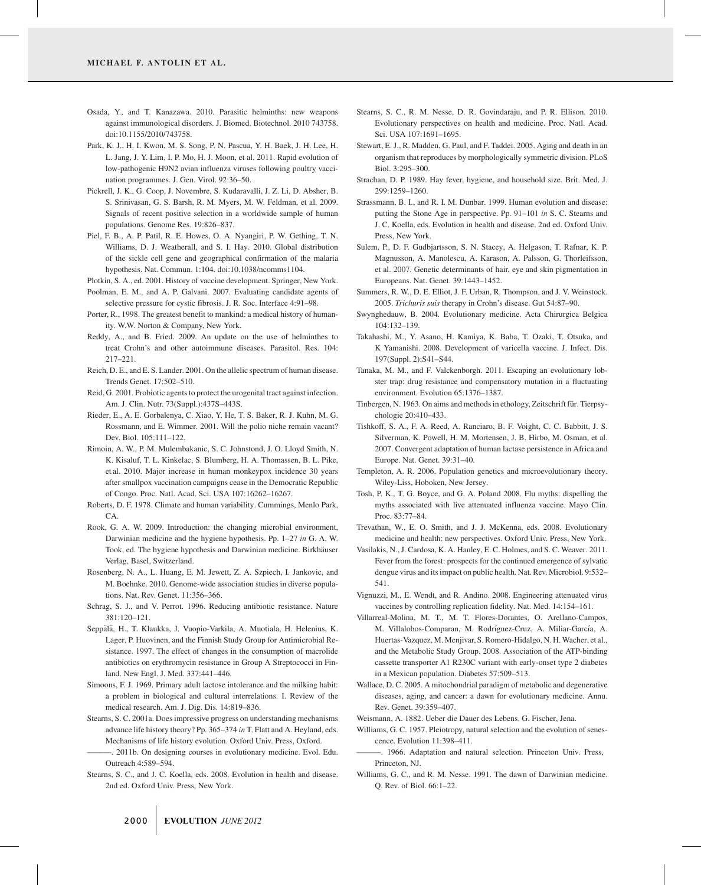Osada, Y., and T. Kanazawa. 2010. Parasitic helminths: new weapons against immunological disorders. J. Biomed. Biotechnol. 2010 743758. doi:10.1155/2010/743758.

Park, K. J., H. I. Kwon, M. S. Song, P. N. Pascua, Y. H. Baek, J. H. Lee, H. L. Jang, J. Y. Lim, I. P. Mo, H. J. Moon, et al. 2011. Rapid evolution of low-pathogenic H9N2 avian influenza viruses following poultry vaccination programmes. J. Gen. Virol. 92:36–50.

Pickrell, J. K., G. Coop, J. Novembre, S. Kudaravalli, J. Z. Li, D. Absher, B. S. Srinivasan, G. S. Barsh, R. M. Myers, M. W. Feldman, et al. 2009. Signals of recent positive selection in a worldwide sample of human populations. Genome Res. 19:826–837.

Piel, F. B., A. P. Patil, R. E. Howes, O. A. Nyangiri, P. W. Gething, T. N. Williams, D. J. Weatherall, and S. I. Hay. 2010. Global distribution of the sickle cell gene and geographical confirmation of the malaria hypothesis. Nat. Commun. 1:104. doi:10.1038/ncomms1104.

Plotkin, S. A., ed. 2001. History of vaccine development. Springer, New York.

Poolman, E. M., and A. P. Galvani. 2007. Evaluating candidate agents of selective pressure for cystic fibrosis. J. R. Soc. Interface 4:91–98.

Porter, R., 1998. The greatest benefit to mankind: a medical history of humanity. W.W. Norton & Company, New York.

Reddy, A., and B. Fried. 2009. An update on the use of helminthes to treat Crohn's and other autoimmune diseases. Parasitol. Res. 104: 217–221.

Reich, D. E., and E. S. Lander. 2001. On the allelic spectrum of human disease. Trends Genet. 17:502–510.

Reid, G. 2001. Probiotic agents to protect the urogenital tract against infection. Am. J. Clin. Nutr. 73(Suppl.):437S–443S.

Rieder, E., A. E. Gorbalenya, C. Xiao, Y. He, T. S. Baker, R. J. Kuhn, M. G. Rossmann, and E. Wimmer. 2001. Will the polio niche remain vacant? Dev. Biol. 105:111–122.

Rimoin, A. W., P. M. Mulembakanic, S. C. Johnstond, J. O. Lloyd Smith, N. K. Kisaluf, T. L. Kinkelac, S. Blumberg, H. A. Thomassen, B. L. Pike, et al. 2010. Major increase in human monkeypox incidence 30 years after smallpox vaccination campaigns cease in the Democratic Republic of Congo. Proc. Natl. Acad. Sci. USA 107:16262–16267.

Roberts, D. F. 1978. Climate and human variability. Cummings, Menlo Park, CA.

Rook, G. A. W. 2009. Introduction: the changing microbial environment, Darwinian medicine and the hygiene hypothesis. Pp. 1–27 *in* G. A. W. Took, ed. The hygiene hypothesis and Darwinian medicine. Birkhäuser Verlag, Basel, Switzerland.

Rosenberg, N. A., L. Huang, E. M. Jewett, Z. A. Szpiech, I. Jankovic, and M. Boehnke. 2010. Genome-wide association studies in diverse populations. Nat. Rev. Genet. 11:356–366.

Schrag, S. J., and V. Perrot. 1996. Reducing antibiotic resistance. Nature 381:120–121.

Seppälä, H., T. Klaukka, J. Vuopio-Varkila, A. Muotiala, H. Helenius, K. Lager, P. Huovinen, and the Finnish Study Group for Antimicrobial Resistance. 1997. The effect of changes in the consumption of macrolide antibiotics on erythromycin resistance in Group A Streptococci in Finland. New Engl. J. Med. 337:441–446.

Simoons, F. J. 1969. Primary adult lactose intolerance and the milking habit: a problem in biological and cultural interrelations. I. Review of the medical research. Am. J. Dig. Dis. 14:819–836.

Stearns, S. C. 2001a. Does impressive progress on understanding mechanisms advance life history theory? Pp. 365–374 *in* T. Flatt and A. Heyland, eds. Mechanisms of life history evolution. Oxford Univ. Press, Oxford.

———. 2011b. On designing courses in evolutionary medicine. Evol. Edu. Outreach 4:589–594.

Stearns, S. C., and J. C. Koella, eds. 2008. Evolution in health and disease. 2nd ed. Oxford Univ. Press, New York.

Stearns, S. C., R. M. Nesse, D. R. Govindaraju, and P. R. Ellison. 2010. Evolutionary perspectives on health and medicine. Proc. Natl. Acad. Sci. USA 107:1691–1695.

Stewart, E. J., R. Madden, G. Paul, and F. Taddei. 2005. Aging and death in an organism that reproduces by morphologically symmetric division. PLoS Biol. 3:295–300.

Strachan, D. P. 1989. Hay fever, hygiene, and household size. Brit. Med. J. 299:1259–1260.

Strassmann, B. I., and R. I. M. Dunbar. 1999. Human evolution and disease: putting the Stone Age in perspective. Pp. 91–101 *in* S. C. Stearns and J. C. Koella, eds. Evolution in health and disease. 2nd ed. Oxford Univ. Press, New York.

Sulem, P., D. F. Gudbjartsson, S. N. Stacey, A. Helgason, T. Rafnar, K. P. Magnusson, A. Manolescu, A. Karason, A. Palsson, G. Thorleifsson, et al. 2007. Genetic determinants of hair, eye and skin pigmentation in Europeans. Nat. Genet. 39:1443–1452.

Summers, R. W., D. E. Elliot, J. F. Urban, R. Thompson, and J. V. Weinstock. 2005. *Trichuris suis* therapy in Crohn's disease. Gut 54:87–90.

Swynghedauw, B. 2004. Evolutionary medicine. Acta Chirurgica Belgica 104:132–139.

Takahashi, M., Y. Asano, H. Kamiya, K. Baba, T. Ozaki, T. Otsuka, and K Yamanishi. 2008. Development of varicella vaccine. J. Infect. Dis. 197(Suppl. 2):S41–S44.

Tanaka, M. M., and F. Valckenborgh. 2011. Escaping an evolutionary lobster trap: drug resistance and compensatory mutation in a fluctuating environment. Evolution 65:1376–1387.

Tinbergen, N. 1963. On aims and methods in ethology, Zeitschrift für. Tierpsychologie 20:410–433.

Tishkoff, S. A., F. A. Reed, A. Ranciaro, B. F. Voight, C. C. Babbitt, J. S. Silverman, K. Powell, H. M. Mortensen, J. B. Hirbo, M. Osman, et al. 2007. Convergent adaptation of human lactase persistence in Africa and Europe. Nat. Genet. 39:31–40.

Templeton, A. R. 2006. Population genetics and microevolutionary theory. Wiley-Liss, Hoboken, New Jersey.

Tosh, P. K., T. G. Boyce, and G. A. Poland 2008. Flu myths: dispelling the myths associated with live attenuated influenza vaccine. Mayo Clin. Proc. 83:77–84.

Trevathan, W., E. O. Smith, and J. J. McKenna, eds. 2008. Evolutionary medicine and health: new perspectives. Oxford Univ. Press, New York.

Vasilakis, N., J. Cardosa, K. A. Hanley, E. C. Holmes, and S. C. Weaver. 2011. Fever from the forest: prospects for the continued emergence of sylvatic dengue virus and its impact on public health. Nat. Rev. Microbiol. 9:532–541.

Vignuzzi, M., E. Wendt, and R. Andino. 2008. Engineering attenuated virus vaccines by controlling replication fidelity. Nat. Med. 14:154–161.

Villarreal-Molina, M. T., M. T. Flores-Dorantes, O. Arellano-Campos, M. Villalobos-Comparan, M. Rodríguez-Cruz, A. Miliar-García, A. Huertas-Vazquez, M. Menjivar, S. Romero-Hidalgo, N. H. Wacher, et al., and the Metabolic Study Group. 2008. Association of the ATP-binding cassette transporter A1 R230C variant with early-onset type 2 diabetes in a Mexican population. Diabetes 57:509–513.

Wallace, D. C. 2005. A mitochondrial paradigm of metabolic and degenerative diseases, aging, and cancer: a dawn for evolutionary medicine. Annu. Rev. Genet. 39:359–407.

Weismann, A. 1882. Ueber die Dauer des Lebens. G. Fischer, Jena.

Williams, G. C. 1957. Pleiotropy, natural selection and the evolution of senescence. Evolution 11:398–411.

———. 1966. Adaptation and natural selection. Princeton Univ. Press, Princeton, NJ.

Williams, G. C., and R. M. Nesse. 1991. The dawn of Darwinian medicine. Q. Rev. of Biol. 66:1–22.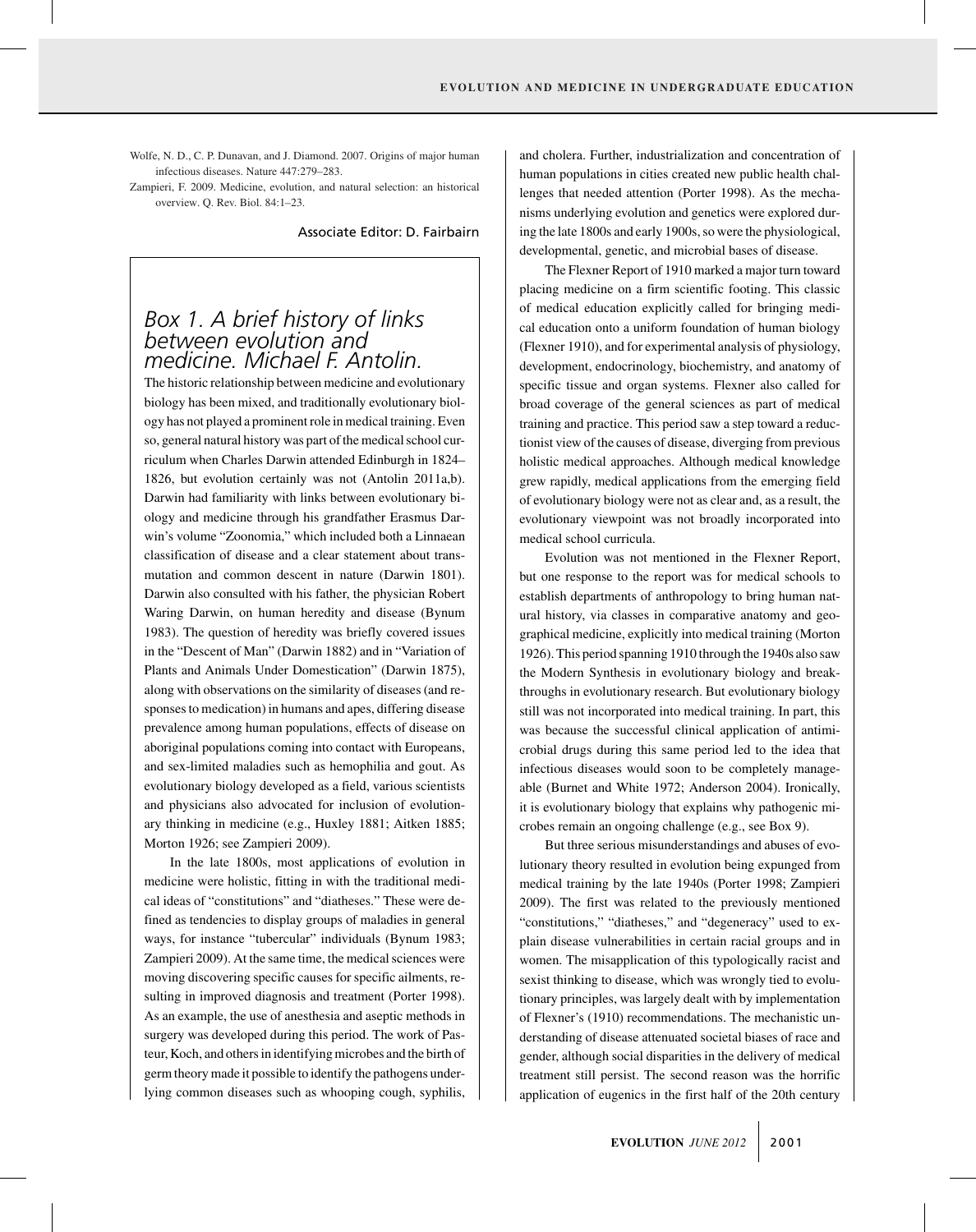Wolfe, N. D., C. P. Dunavan, and J. Diamond. 2007. Origins of major human infectious diseases. Nature 447:279–283.

Zampieri, F. 2009. Medicine, evolution, and natural selection: an historical overview. Q. Rev. Biol. 84:1–23.

Associate Editor: D. Fairbairn

## *Box 1. A brief history of links between evolution and medicine. Michael F. Antolin.*

The historic relationship between medicine and evolutionary biology has been mixed, and traditionally evolutionary biology has not played a prominent role in medical training. Even so, general natural history was part of the medical school curriculum when Charles Darwin attended Edinburgh in 1824–1826, but evolution certainly was not (Antolin 2011a,b). Darwin had familiarity with links between evolutionary biology and medicine through his grandfather Erasmus Darwin's volume "Zoonomia," which included both a Linnaean classification of disease and a clear statement about transmutation and common descent in nature (Darwin 1801). Darwin also consulted with his father, the physician Robert Waring Darwin, on human heredity and disease (Bynum 1983). The question of heredity was briefly covered issues in the "Descent of Man" (Darwin 1882) and in "Variation of Plants and Animals Under Domestication" (Darwin 1875), along with observations on the similarity of diseases (and responses to medication) in humans and apes, differing disease prevalence among human populations, effects of disease on aboriginal populations coming into contact with Europeans, and sex-limited maladies such as hemophilia and gout. As evolutionary biology developed as a field, various scientists and physicians also advocated for inclusion of evolutionary thinking in medicine (e.g., Huxley 1881; Aitken 1885; Morton 1926; see Zampieri 2009).

In the late 1800s, most applications of evolution in medicine were holistic, fitting in with the traditional medical ideas of "constitutions" and "diatheses." These were defined as tendencies to display groups of maladies in general ways, for instance "tubercular" individuals (Bynum 1983; Zampieri 2009). At the same time, the medical sciences were moving discovering specific causes for specific ailments, resulting in improved diagnosis and treatment (Porter 1998). As an example, the use of anesthesia and aseptic methods in surgery was developed during this period. The work of Pasteur, Koch, and others in identifying microbes and the birth of germ theory made it possible to identify the pathogens underlying common diseases such as whooping cough, syphilis, and cholera. Further, industrialization and concentration of human populations in cities created new public health challenges that needed attention (Porter 1998). As the mechanisms underlying evolution and genetics were explored during the late 1800s and early 1900s, so were the physiological, developmental, genetic, and microbial bases of disease.

The Flexner Report of 1910 marked a major turn toward placing medicine on a firm scientific footing. This classic of medical education explicitly called for bringing medical education onto a uniform foundation of human biology (Flexner 1910), and for experimental analysis of physiology, development, endocrinology, biochemistry, and anatomy of specific tissue and organ systems. Flexner also called for broad coverage of the general sciences as part of medical training and practice. This period saw a step toward a reductionist view of the causes of disease, diverging from previous holistic medical approaches. Although medical knowledge grew rapidly, medical applications from the emerging field of evolutionary biology were not as clear and, as a result, the evolutionary viewpoint was not broadly incorporated into medical school curricula.

Evolution was not mentioned in the Flexner Report, but one response to the report was for medical schools to establish departments of anthropology to bring human natural history, via classes in comparative anatomy and geographical medicine, explicitly into medical training (Morton 1926). This period spanning 1910 through the 1940s also saw the Modern Synthesis in evolutionary biology and breakthroughs in evolutionary research. But evolutionary biology still was not incorporated into medical training. In part, this was because the successful clinical application of antimicrobial drugs during this same period led to the idea that infectious diseases would soon to be completely manageable (Burnet and White 1972; Anderson 2004). Ironically, it is evolutionary biology that explains why pathogenic microbes remain an ongoing challenge (e.g., see Box 9).

But three serious misunderstandings and abuses of evolutionary theory resulted in evolution being expunged from medical training by the late 1940s (Porter 1998; Zampieri 2009). The first was related to the previously mentioned "constitutions," "diatheses," and "degeneracy" used to explain disease vulnerabilities in certain racial groups and in women. The misapplication of this typologically racist and sexist thinking to disease, which was wrongly tied to evolutionary principles, was largely dealt with by implementation of Flexner's (1910) recommendations. The mechanistic understanding of disease attenuated societal biases of race and gender, although social disparities in the delivery of medical treatment still persist. The second reason was the horrific application of eugenics in the first half of the 20th century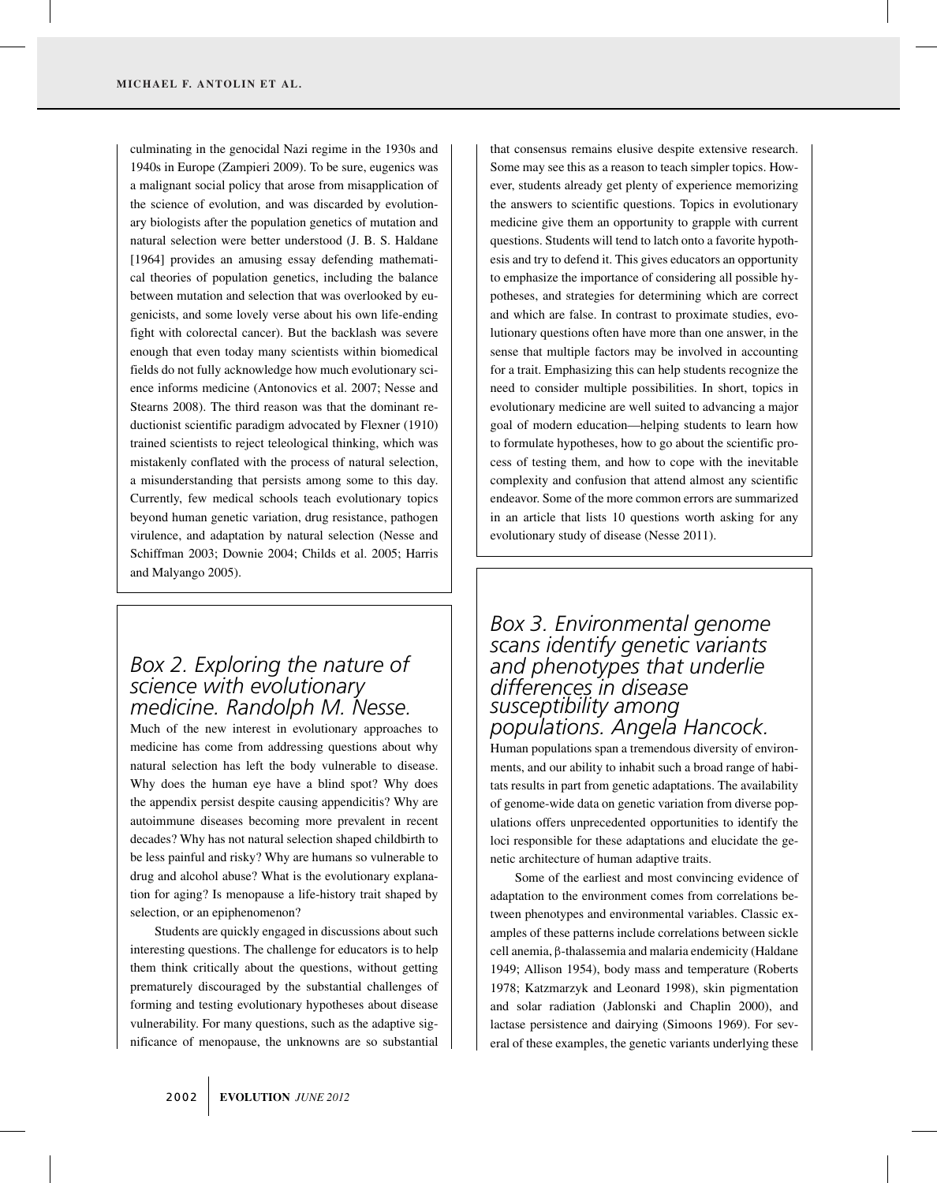culminating in the genocidal Nazi regime in the 1930s and 1940s in Europe (Zampieri 2009). To be sure, eugenics was a malignant social policy that arose from misapplication of the science of evolution, and was discarded by evolutionary biologists after the population genetics of mutation and natural selection were better understood (J. B. S. Haldane [1964] provides an amusing essay defending mathematical theories of population genetics, including the balance between mutation and selection that was overlooked by eugenicists, and some lovely verse about his own life-ending fight with colorectal cancer). But the backlash was severe enough that even today many scientists within biomedical fields do not fully acknowledge how much evolutionary science informs medicine (Antonovics et al. 2007; Nesse and Stearns 2008). The third reason was that the dominant reductionist scientific paradigm advocated by Flexner (1910) trained scientists to reject teleological thinking, which was mistakenly conflated with the process of natural selection, a misunderstanding that persists among some to this day. Currently, few medical schools teach evolutionary topics beyond human genetic variation, drug resistance, pathogen virulence, and adaptation by natural selection (Nesse and Schiffman 2003; Downie 2004; Childs et al. 2005; Harris and Malyango 2005).

## *Box 2. Exploring the nature of science with evolutionary medicine. Randolph M. Nesse.*

Much of the new interest in evolutionary approaches to medicine has come from addressing questions about why natural selection has left the body vulnerable to disease. Why does the human eye have a blind spot? Why does the appendix persist despite causing appendicitis? Why are autoimmune diseases becoming more prevalent in recent decades? Why has not natural selection shaped childbirth to be less painful and risky? Why are humans so vulnerable to drug and alcohol abuse? What is the evolutionary explanation for aging? Is menopause a life-history trait shaped by selection, or an epiphenomenon?

Students are quickly engaged in discussions about such interesting questions. The challenge for educators is to help them think critically about the questions, without getting prematurely discouraged by the substantial challenges of forming and testing evolutionary hypotheses about disease vulnerability. For many questions, such as the adaptive significance of menopause, the unknowns are so substantial that consensus remains elusive despite extensive research. Some may see this as a reason to teach simpler topics. However, students already get plenty of experience memorizing the answers to scientific questions. Topics in evolutionary medicine give them an opportunity to grapple with current questions. Students will tend to latch onto a favorite hypothesis and try to defend it. This gives educators an opportunity to emphasize the importance of considering all possible hypotheses, and strategies for determining which are correct and which are false. In contrast to proximate studies, evolutionary questions often have more than one answer, in the sense that multiple factors may be involved in accounting for a trait. Emphasizing this can help students recognize the need to consider multiple possibilities. In short, topics in evolutionary medicine are well suited to advancing a major goal of modern education—helping students to learn how to formulate hypotheses, how to go about the scientific process of testing them, and how to cope with the inevitable complexity and confusion that attend almost any scientific endeavor. Some of the more common errors are summarized in an article that lists 10 questions worth asking for any evolutionary study of disease (Nesse 2011).

## *Box 3. Environmental genome scans identify genetic variants and phenotypes that underlie differences in disease susceptibility among populations. Angela Hancock.*

Human populations span a tremendous diversity of environments, and our ability to inhabit such a broad range of habitats results in part from genetic adaptations. The availability of genome-wide data on genetic variation from diverse populations offers unprecedented opportunities to identify the loci responsible for these adaptations and elucidate the genetic architecture of human adaptive traits.

Some of the earliest and most convincing evidence of adaptation to the environment comes from correlations between phenotypes and environmental variables. Classic examples of these patterns include correlations between sickle cell anemia, β-thalassemia and malaria endemicity (Haldane 1949; Allison 1954), body mass and temperature (Roberts 1978; Katzmarzyk and Leonard 1998), skin pigmentation and solar radiation (Jablonski and Chaplin 2000), and lactase persistence and dairying (Simoons 1969). For several of these examples, the genetic variants underlying these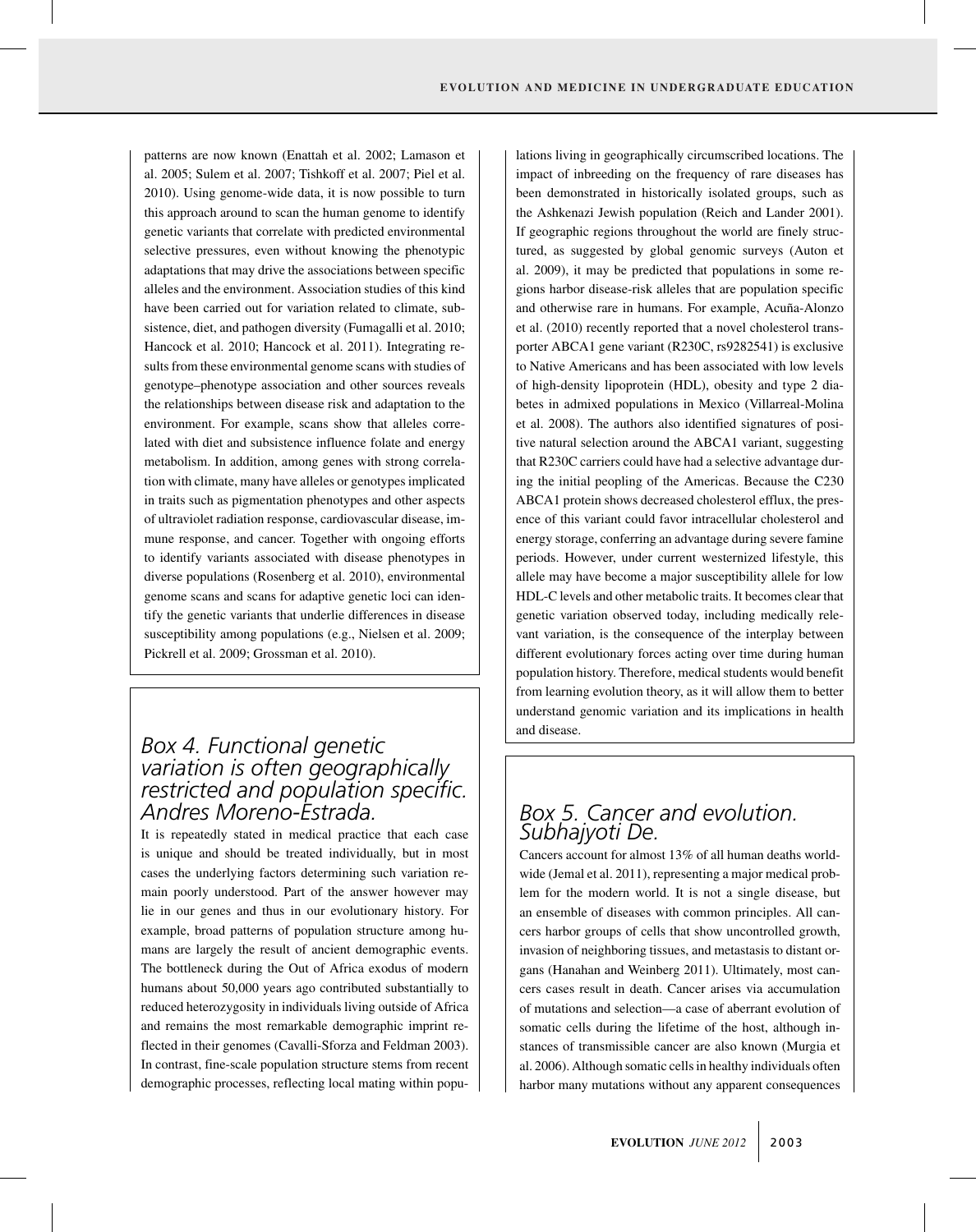patterns are now known (Enattah et al. 2002; Lamason et al. 2005; Sulem et al. 2007; Tishkoff et al. 2007; Piel et al. 2010). Using genome-wide data, it is now possible to turn this approach around to scan the human genome to identify genetic variants that correlate with predicted environmental selective pressures, even without knowing the phenotypic adaptations that may drive the associations between specific alleles and the environment. Association studies of this kind have been carried out for variation related to climate, subsistence, diet, and pathogen diversity (Fumagalli et al. 2010; Hancock et al. 2010; Hancock et al. 2011). Integrating results from these environmental genome scans with studies of genotype–phenotype association and other sources reveals the relationships between disease risk and adaptation to the environment. For example, scans show that alleles correlated with diet and subsistence influence folate and energy metabolism. In addition, among genes with strong correlation with climate, many have alleles or genotypes implicated in traits such as pigmentation phenotypes and other aspects of ultraviolet radiation response, cardiovascular disease, immune response, and cancer. Together with ongoing efforts to identify variants associated with disease phenotypes in diverse populations (Rosenberg et al. 2010), environmental genome scans and scans for adaptive genetic loci can identify the genetic variants that underlie differences in disease susceptibility among populations (e.g., Nielsen et al. 2009; Pickrell et al. 2009; Grossman et al. 2010).

## *Box 4. Functional genetic variation is often geographically restricted and population specific. Andres Moreno-Estrada.*

It is repeatedly stated in medical practice that each case is unique and should be treated individually, but in most cases the underlying factors determining such variation remain poorly understood. Part of the answer however may lie in our genes and thus in our evolutionary history. For example, broad patterns of population structure among humans are largely the result of ancient demographic events. The bottleneck during the Out of Africa exodus of modern humans about 50,000 years ago contributed substantially to reduced heterozygosity in individuals living outside of Africa and remains the most remarkable demographic imprint reflected in their genomes (Cavalli-Sforza and Feldman 2003). In contrast, fine-scale population structure stems from recent demographic processes, reflecting local mating within populations living in geographically circumscribed locations. The impact of inbreeding on the frequency of rare diseases has been demonstrated in historically isolated groups, such as the Ashkenazi Jewish population (Reich and Lander 2001). If geographic regions throughout the world are finely structured, as suggested by global genomic surveys (Auton et al. 2009), it may be predicted that populations in some regions harbor disease-risk alleles that are population specific and otherwise rare in humans. For example, Acuña-Alonzo et al. (2010) recently reported that a novel cholesterol transporter ABCA1 gene variant (R230C, rs9282541) is exclusive to Native Americans and has been associated with low levels of high-density lipoprotein (HDL), obesity and type 2 diabetes in admixed populations in Mexico (Villarreal-Molina et al. 2008). The authors also identified signatures of positive natural selection around the ABCA1 variant, suggesting that R230C carriers could have had a selective advantage during the initial peopling of the Americas. Because the C230 ABCA1 protein shows decreased cholesterol efflux, the presence of this variant could favor intracellular cholesterol and energy storage, conferring an advantage during severe famine periods. However, under current westernized lifestyle, this allele may have become a major susceptibility allele for low HDL-C levels and other metabolic traits. It becomes clear that genetic variation observed today, including medically relevant variation, is the consequence of the interplay between different evolutionary forces acting over time during human population history. Therefore, medical students would benefit from learning evolution theory, as it will allow them to better understand genomic variation and its implications in health and disease.

## *Box 5. Cancer and evolution. Subhajyoti De.*

Cancers account for almost 13% of all human deaths worldwide (Jemal et al. 2011), representing a major medical problem for the modern world. It is not a single disease, but an ensemble of diseases with common principles. All cancers harbor groups of cells that show uncontrolled growth, invasion of neighboring tissues, and metastasis to distant organs (Hanahan and Weinberg 2011). Ultimately, most cancers cases result in death. Cancer arises via accumulation of mutations and selection—a case of aberrant evolution of somatic cells during the lifetime of the host, although instances of transmissible cancer are also known (Murgia et al. 2006). Although somatic cells in healthy individuals often harbor many mutations without any apparent consequences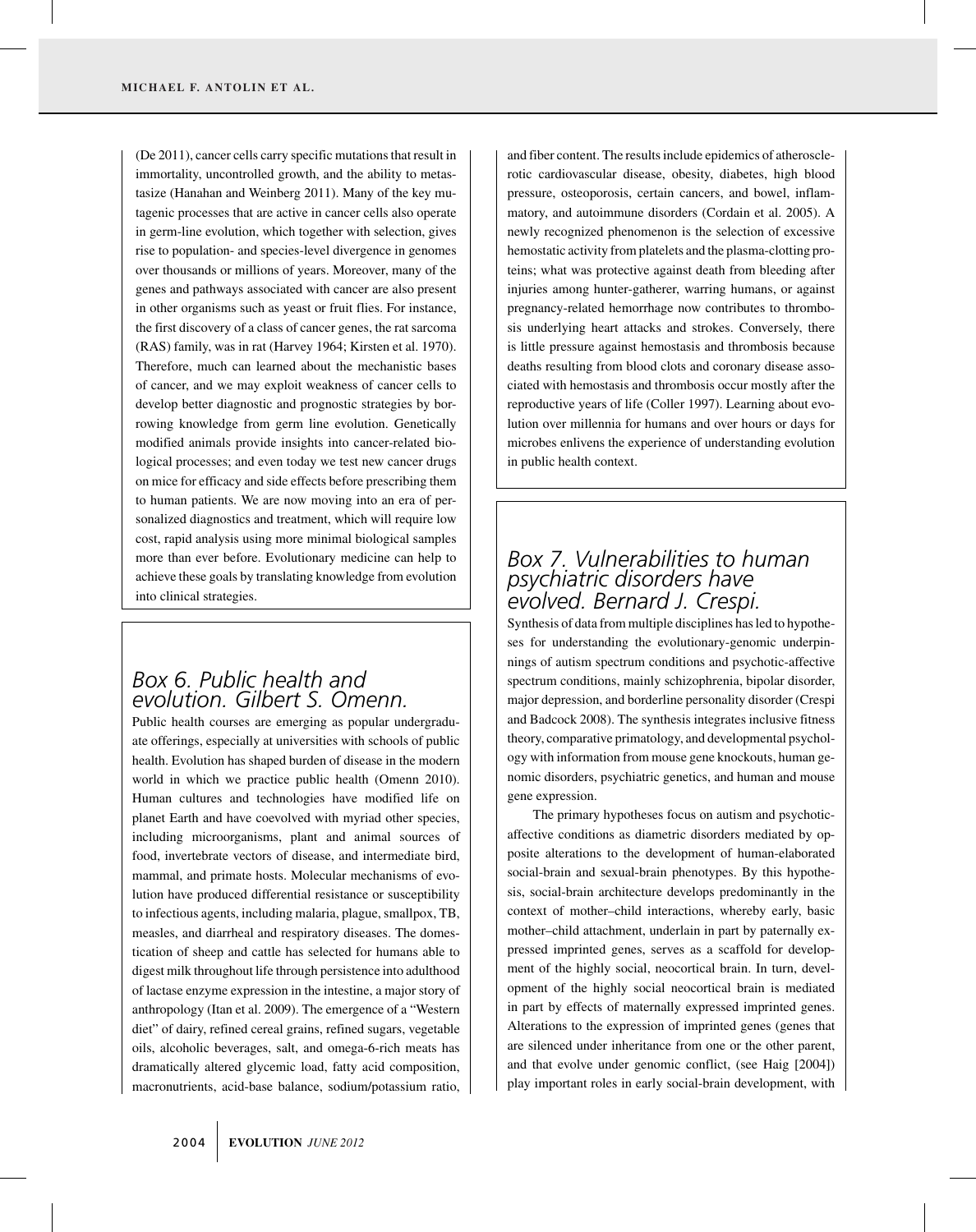(De 2011), cancer cells carry specific mutations that result in immortality, uncontrolled growth, and the ability to metastasize (Hanahan and Weinberg 2011). Many of the key mutagenic processes that are active in cancer cells also operate in germ-line evolution, which together with selection, gives rise to population- and species-level divergence in genomes over thousands or millions of years. Moreover, many of the genes and pathways associated with cancer are also present in other organisms such as yeast or fruit flies. For instance, the first discovery of a class of cancer genes, the rat sarcoma (RAS) family, was in rat (Harvey 1964; Kirsten et al. 1970). Therefore, much can learned about the mechanistic bases of cancer, and we may exploit weakness of cancer cells to develop better diagnostic and prognostic strategies by borrowing knowledge from germ line evolution. Genetically modified animals provide insights into cancer-related biological processes; and even today we test new cancer drugs on mice for efficacy and side effects before prescribing them to human patients. We are now moving into an era of personalized diagnostics and treatment, which will require low cost, rapid analysis using more minimal biological samples more than ever before. Evolutionary medicine can help to achieve these goals by translating knowledge from evolution into clinical strategies.

## *Box 6. Public health and evolution. Gilbert S. Omenn.*

Public health courses are emerging as popular undergraduate offerings, especially at universities with schools of public health. Evolution has shaped burden of disease in the modern world in which we practice public health (Omenn 2010). Human cultures and technologies have modified life on planet Earth and have coevolved with myriad other species, including microorganisms, plant and animal sources of food, invertebrate vectors of disease, and intermediate bird, mammal, and primate hosts. Molecular mechanisms of evolution have produced differential resistance or susceptibility to infectious agents, including malaria, plague, smallpox, TB, measles, and diarrheal and respiratory diseases. The domestication of sheep and cattle has selected for humans able to digest milk throughout life through persistence into adulthood of lactase enzyme expression in the intestine, a major story of anthropology (Itan et al. 2009). The emergence of a "Western diet" of dairy, refined cereal grains, refined sugars, vegetable oils, alcoholic beverages, salt, and omega-6-rich meats has dramatically altered glycemic load, fatty acid composition, macronutrients, acid-base balance, sodium/potassium ratio, and fiber content. The results include epidemics of atherosclerotic cardiovascular disease, obesity, diabetes, high blood pressure, osteoporosis, certain cancers, and bowel, inflammatory, and autoimmune disorders (Cordain et al. 2005). A newly recognized phenomenon is the selection of excessive hemostatic activity from platelets and the plasma-clotting proteins; what was protective against death from bleeding after injuries among hunter-gatherer, warring humans, or against pregnancy-related hemorrhage now contributes to thrombosis underlying heart attacks and strokes. Conversely, there is little pressure against hemostasis and thrombosis because deaths resulting from blood clots and coronary disease associated with hemostasis and thrombosis occur mostly after the reproductive years of life (Coller 1997). Learning about evolution over millennia for humans and over hours or days for microbes enlivens the experience of understanding evolution in public health context.

## *Box 7. Vulnerabilities to human psychiatric disorders have evolved. Bernard J. Crespi.*

Synthesis of data from multiple disciplines has led to hypotheses for understanding the evolutionary-genomic underpinnings of autism spectrum conditions and psychotic-affective spectrum conditions, mainly schizophrenia, bipolar disorder, major depression, and borderline personality disorder (Crespi and Badcock 2008). The synthesis integrates inclusive fitness theory, comparative primatology, and developmental psychology with information from mouse gene knockouts, human genomic disorders, psychiatric genetics, and human and mouse gene expression.

The primary hypotheses focus on autism and psychotic-affective conditions as diametric disorders mediated by opposite alterations to the development of human-elaborated social-brain and sexual-brain phenotypes. By this hypothesis, social-brain architecture develops predominantly in the context of mother–child interactions, whereby early, basic mother–child attachment, underlain in part by paternally expressed imprinted genes, serves as a scaffold for development of the highly social, neocortical brain. In turn, development of the highly social neocortical brain is mediated in part by effects of maternally expressed imprinted genes. Alterations to the expression of imprinted genes (genes that are silenced under inheritance from one or the other parent, and that evolve under genomic conflict, (see Haig [2004]) play important roles in early social-brain development, with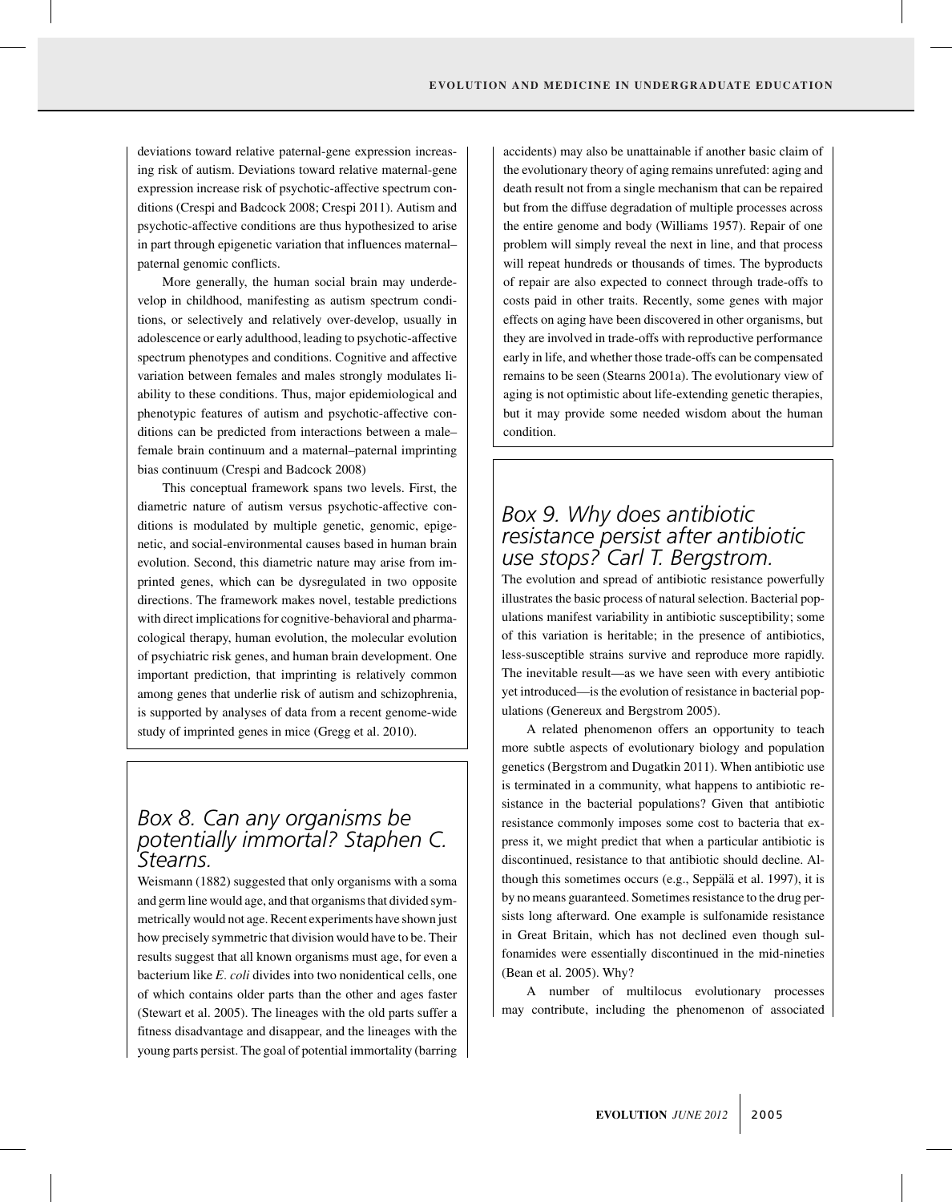deviations toward relative paternal-gene expression increasing risk of autism. Deviations toward relative maternal-gene expression increase risk of psychotic-affective spectrum conditions (Crespi and Badcock 2008; Crespi 2011). Autism and psychotic-affective conditions are thus hypothesized to arise in part through epigenetic variation that influences maternal–paternal genomic conflicts.

More generally, the human social brain may underdevelop in childhood, manifesting as autism spectrum conditions, or selectively and relatively over-develop, usually in adolescence or early adulthood, leading to psychotic-affective spectrum phenotypes and conditions. Cognitive and affective variation between females and males strongly modulates liability to these conditions. Thus, major epidemiological and phenotypic features of autism and psychotic-affective conditions can be predicted from interactions between a male–female brain continuum and a maternal–paternal imprinting bias continuum (Crespi and Badcock 2008)

This conceptual framework spans two levels. First, the diametric nature of autism versus psychotic-affective conditions is modulated by multiple genetic, genomic, epigenetic, and social-environmental causes based in human brain evolution. Second, this diametric nature may arise from imprinted genes, which can be dysregulated in two opposite directions. The framework makes novel, testable predictions with direct implications for cognitive-behavioral and pharmacological therapy, human evolution, the molecular evolution of psychiatric risk genes, and human brain development. One important prediction, that imprinting is relatively common among genes that underlie risk of autism and schizophrenia, is supported by analyses of data from a recent genome-wide study of imprinted genes in mice (Gregg et al. 2010).

## *Box 8. Can any organisms be potentially immortal? Staphen C. Stearns.*

Weismann (1882) suggested that only organisms with a soma and germ line would age, and that organisms that divided symmetrically would not age. Recent experiments have shown just how precisely symmetric that division would have to be. Their results suggest that all known organisms must age, for even a bacterium like *E. coli* divides into two nonidentical cells, one of which contains older parts than the other and ages faster (Stewart et al. 2005). The lineages with the old parts suffer a fitness disadvantage and disappear, and the lineages with the young parts persist. The goal of potential immortality (barring accidents) may also be unattainable if another basic claim of the evolutionary theory of aging remains unrefuted: aging and death result not from a single mechanism that can be repaired but from the diffuse degradation of multiple processes across the entire genome and body (Williams 1957). Repair of one problem will simply reveal the next in line, and that process will repeat hundreds or thousands of times. The byproducts of repair are also expected to connect through trade-offs to costs paid in other traits. Recently, some genes with major effects on aging have been discovered in other organisms, but they are involved in trade-offs with reproductive performance early in life, and whether those trade-offs can be compensated remains to be seen (Stearns 2001a). The evolutionary view of aging is not optimistic about life-extending genetic therapies, but it may provide some needed wisdom about the human condition.

## *Box 9. Why does antibiotic resistance persist after antibiotic use stops? Carl T. Bergstrom.*

The evolution and spread of antibiotic resistance powerfully illustrates the basic process of natural selection. Bacterial populations manifest variability in antibiotic susceptibility; some of this variation is heritable; in the presence of antibiotics, less-susceptible strains survive and reproduce more rapidly. The inevitable result—as we have seen with every antibiotic yet introduced—is the evolution of resistance in bacterial populations (Genereux and Bergstrom 2005).

A related phenomenon offers an opportunity to teach more subtle aspects of evolutionary biology and population genetics (Bergstrom and Dugatkin 2011). When antibiotic use is terminated in a community, what happens to antibiotic resistance in the bacterial populations? Given that antibiotic resistance commonly imposes some cost to bacteria that express it, we might predict that when a particular antibiotic is discontinued, resistance to that antibiotic should decline. Although this sometimes occurs (e.g., Seppälä et al. 1997), it is by no means guaranteed. Sometimes resistance to the drug persists long afterward. One example is sulfonamide resistance in Great Britain, which has not declined even though sulfonamides were essentially discontinued in the mid-nineties (Bean et al. 2005). Why?

A number of multilocus evolutionary processes may contribute, including the phenomenon of associated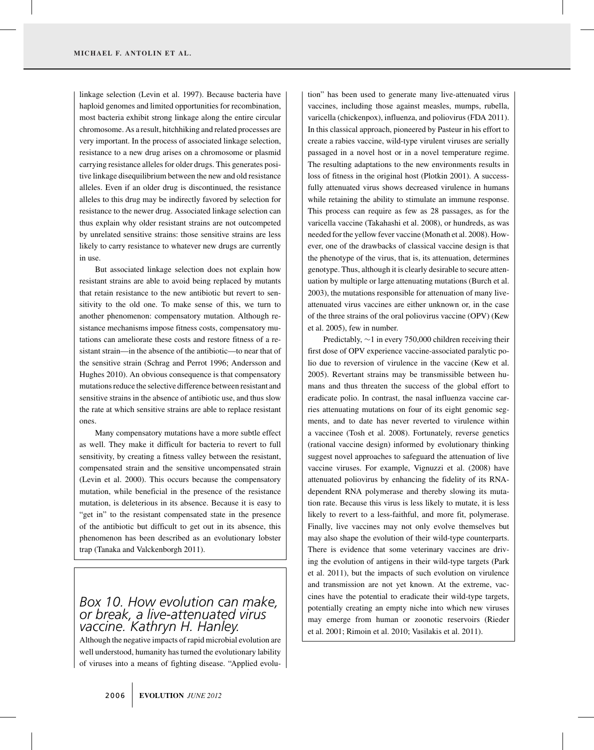linkage selection (Levin et al. 1997). Because bacteria have haploid genomes and limited opportunities for recombination, most bacteria exhibit strong linkage along the entire circular chromosome. As a result, hitchhiking and related processes are very important. In the process of associated linkage selection, resistance to a new drug arises on a chromosome or plasmid carrying resistance alleles for older drugs. This generates positive linkage disequilibrium between the new and old resistance alleles. Even if an older drug is discontinued, the resistance alleles to this drug may be indirectly favored by selection for resistance to the newer drug. Associated linkage selection can thus explain why older resistant strains are not outcompeted by unrelated sensitive strains: those sensitive strains are less likely to carry resistance to whatever new drugs are currently in use.

But associated linkage selection does not explain how resistant strains are able to avoid being replaced by mutants that retain resistance to the new antibiotic but revert to sensitivity to the old one. To make sense of this, we turn to another phenomenon: compensatory mutation. Although resistance mechanisms impose fitness costs, compensatory mutations can ameliorate these costs and restore fitness of a resistant strain—in the absence of the antibiotic—to near that of the sensitive strain (Schrag and Perrot 1996; Andersson and Hughes 2010). An obvious consequence is that compensatory mutations reduce the selective difference between resistant and sensitive strains in the absence of antibiotic use, and thus slow the rate at which sensitive strains are able to replace resistant ones.

Many compensatory mutations have a more subtle effect as well. They make it difficult for bacteria to revert to full sensitivity, by creating a fitness valley between the resistant, compensated strain and the sensitive uncompensated strain (Levin et al. 2000). This occurs because the compensatory mutation, while beneficial in the presence of the resistance mutation, is deleterious in its absence. Because it is easy to "get in" to the resistant compensated state in the presence of the antibiotic but difficult to get out in its absence, this phenomenon has been described as an evolutionary lobster trap (Tanaka and Valckenborgh 2011).

## *Box 10. How evolution can make, or break, a live-attenuated virus vaccine. Kathryn H. Hanley.*

Although the negative impacts of rapid microbial evolution are well understood, humanity has turned the evolutionary lability of viruses into a means of fighting disease. "Applied evolution" has been used to generate many live-attenuated virus vaccines, including those against measles, mumps, rubella, varicella (chickenpox), influenza, and poliovirus (FDA 2011). In this classical approach, pioneered by Pasteur in his effort to create a rabies vaccine, wild-type virulent viruses are serially passaged in a novel host or in a novel temperature regime. The resulting adaptations to the new environments results in loss of fitness in the original host (Plotkin 2001). A successfully attenuated virus shows decreased virulence in humans while retaining the ability to stimulate an immune response. This process can require as few as 28 passages, as for the varicella vaccine (Takahashi et al. 2008), or hundreds, as was needed for the yellow fever vaccine (Monath et al. 2008). However, one of the drawbacks of classical vaccine design is that the phenotype of the virus, that is, its attenuation, determines genotype. Thus, although it is clearly desirable to secure attenuation by multiple or large attenuating mutations (Burch et al. 2003), the mutations responsible for attenuation of many live-attenuated virus vaccines are either unknown or, in the case of the three strains of the oral poliovirus vaccine (OPV) (Kew et al. 2005), few in number.

Predictably, $\sim$1 in every 750,000 children receiving their first dose of OPV experience vaccine-associated paralytic polio due to reversion of virulence in the vaccine (Kew et al. 2005). Revertant strains may be transmissible between humans and thus threaten the success of the global effort to eradicate polio. In contrast, the nasal influenza vaccine carries attenuating mutations on four of its eight genomic segments, and to date has never reverted to virulence within a vaccinee (Tosh et al. 2008). Fortunately, reverse genetics (rational vaccine design) informed by evolutionary thinking suggest novel approaches to safeguard the attenuation of live vaccine viruses. For example, Vignuzzi et al. (2008) have attenuated poliovirus by enhancing the fidelity of its RNA-dependent RNA polymerase and thereby slowing its mutation rate. Because this virus is less likely to mutate, it is less likely to revert to a less-faithful, and more fit, polymerase. Finally, live vaccines may not only evolve themselves but may also shape the evolution of their wild-type counterparts. There is evidence that some veterinary vaccines are driving the evolution of antigens in their wild-type targets (Park et al. 2011), but the impacts of such evolution on virulence and transmission are not yet known. At the extreme, vaccines have the potential to eradicate their wild-type targets, potentially creating an empty niche into which new viruses may emerge from human or zoonotic reservoirs (Rieder et al. 2001; Rimoin et al. 2010; Vasilakis et al. 2011).